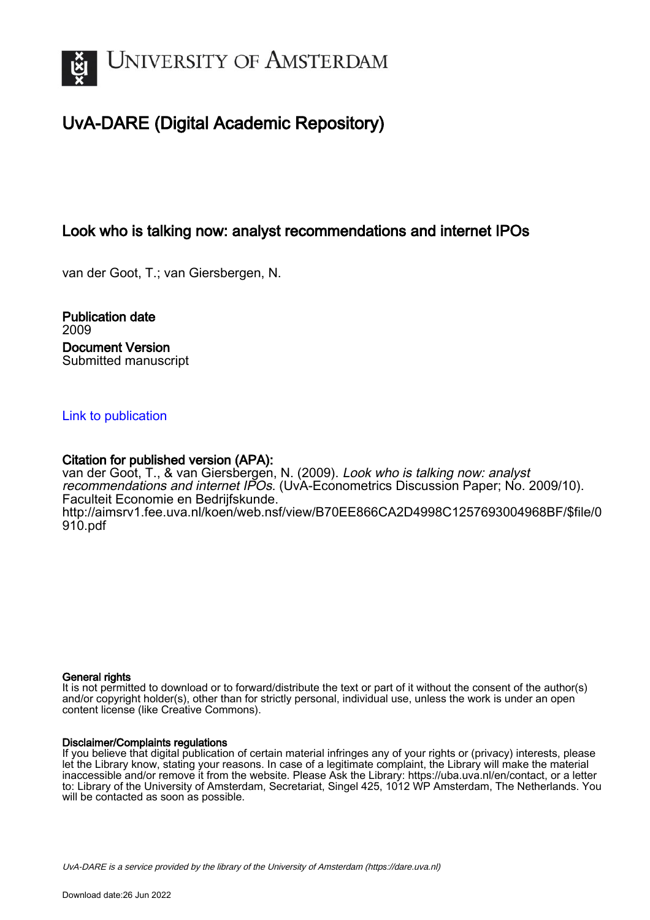# UvA-DARE (Digital Academic Repository)

## Look who is talking now: analyst recommendations and internet IPOs

van der Goot, T.; van Giersbergen, N.

**Publication date**
2009

**Document Version**
Submitted manuscript

Link to publication

**Citation for published version (APA):**
van der Goot, T., & van Giersbergen, N. (2009). *Look who is talking now: analyst recommendations and internet IPOs*. (UvA-Econometrics Discussion Paper; No. 2009/10). Faculteit Economie en Bedrijfskunde.
http://aimsrv1.fee.uva.nl/koen/web.nsf/view/B70EE866CA2D4998C1257693004968BF/$file/0910.pdf

**General rights**
It is not permitted to download or to forward/distribute the text or part of it without the consent of the author(s) and/or copyright holder(s), other than for strictly personal, individual use, unless the work is under an open content license (like Creative Commons).

**Disclaimer/Complaints regulations**
If you believe that digital publication of certain material infringes any of your rights or (privacy) interests, please let the Library know, stating your reasons. In case of a legitimate complaint, the Library will make the material inaccessible and/or remove it from the website. Please Ask the Library: https://uba.uva.nl/en/contact, or a letter to: Library of the University of Amsterdam, Secretariat, Singel 425, 1012 WP Amsterdam, The Netherlands. You will be contacted as soon as possible.

*UvA-DARE is a service provided by the library of the University of Amsterdam (https://dare.uva.nl)*

Download date:26 Jun 2022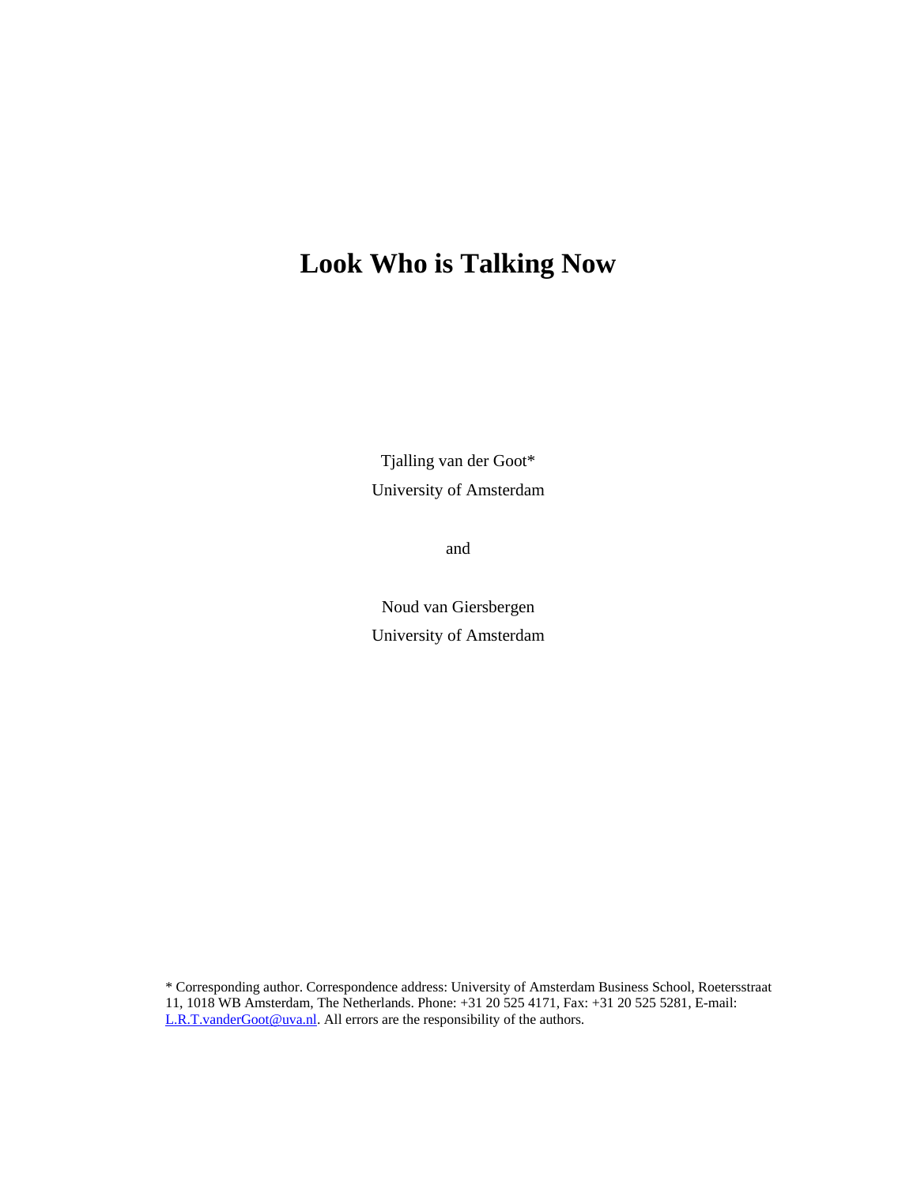# Look Who is Talking Now

Tjalling van der Goot*

University of Amsterdam

and

Noud van Giersbergen

University of Amsterdam

* Corresponding author. Correspondence address: University of Amsterdam Business School, Roetersstraat 11, 1018 WB Amsterdam, The Netherlands. Phone: +31 20 525 4171, Fax: +31 20 525 5281, E-mail: L.R.T.vanderGoot@uva.nl. All errors are the responsibility of the authors.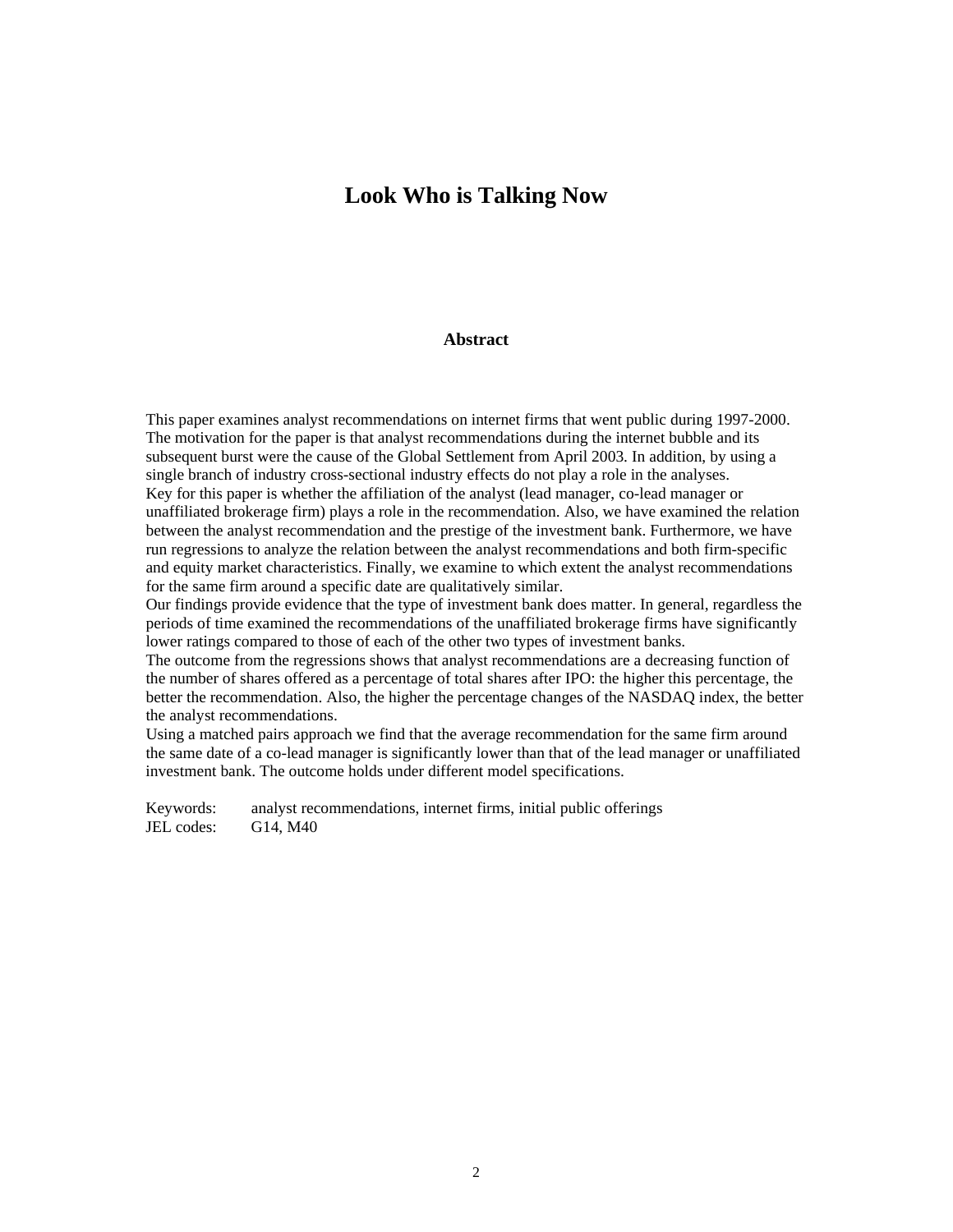# Look Who is Talking Now

## Abstract

This paper examines analyst recommendations on internet firms that went public during 1997-2000. The motivation for the paper is that analyst recommendations during the internet bubble and its subsequent burst were the cause of the Global Settlement from April 2003. In addition, by using a single branch of industry cross-sectional industry effects do not play a role in the analyses.
Key for this paper is whether the affiliation of the analyst (lead manager, co-lead manager or unaffiliated brokerage firm) plays a role in the recommendation. Also, we have examined the relation between the analyst recommendation and the prestige of the investment bank. Furthermore, we have run regressions to analyze the relation between the analyst recommendations and both firm-specific and equity market characteristics. Finally, we examine to which extent the analyst recommendations for the same firm around a specific date are qualitatively similar.
Our findings provide evidence that the type of investment bank does matter. In general, regardless the periods of time examined the recommendations of the unaffiliated brokerage firms have significantly lower ratings compared to those of each of the other two types of investment banks.
The outcome from the regressions shows that analyst recommendations are a decreasing function of the number of shares offered as a percentage of total shares after IPO: the higher this percentage, the better the recommendation. Also, the higher the percentage changes of the NASDAQ index, the better the analyst recommendations.
Using a matched pairs approach we find that the average recommendation for the same firm around the same date of a co-lead manager is significantly lower than that of the lead manager or unaffiliated investment bank. The outcome holds under different model specifications.

Keywords: analyst recommendations, internet firms, initial public offerings
JEL codes: G14, M40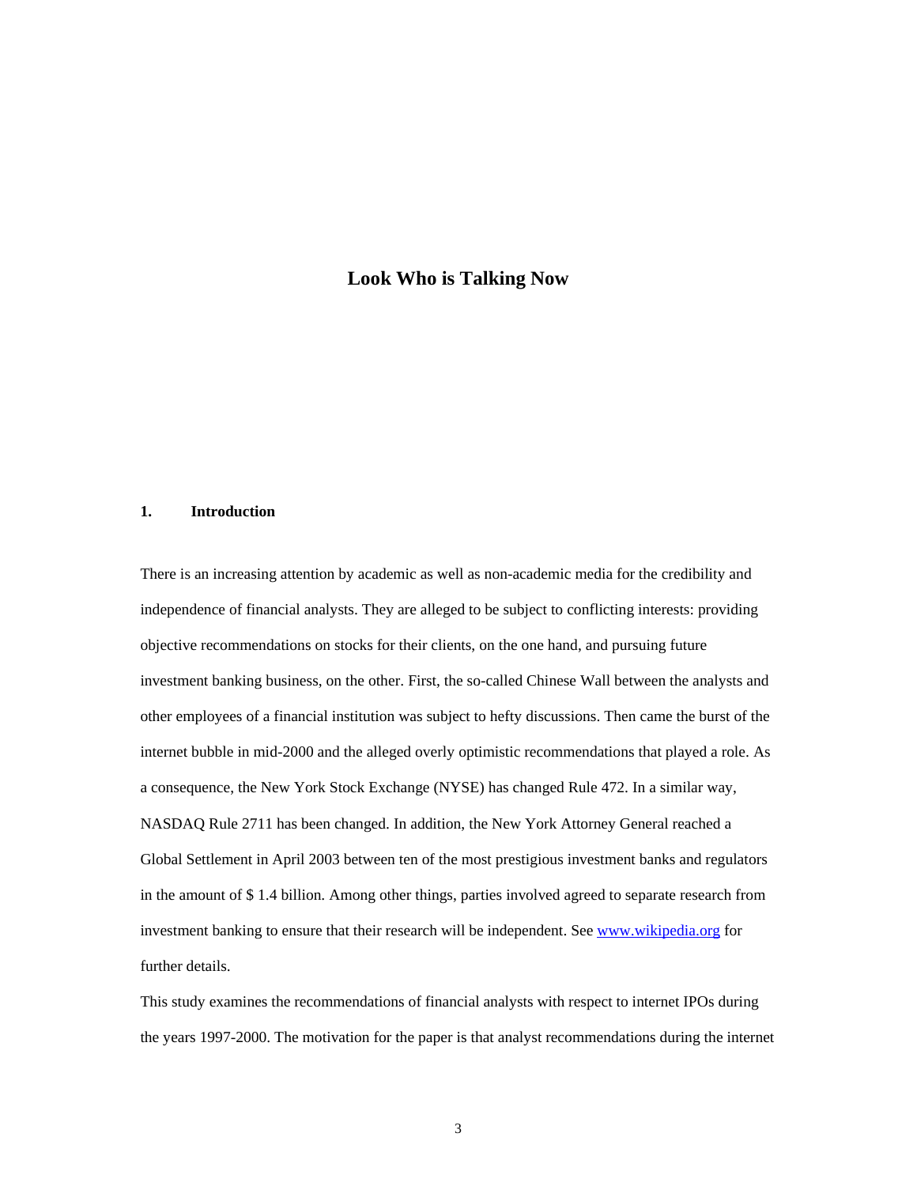# Look Who is Talking Now

## 1. Introduction

There is an increasing attention by academic as well as non-academic media for the credibility and independence of financial analysts. They are alleged to be subject to conflicting interests: providing objective recommendations on stocks for their clients, on the one hand, and pursuing future investment banking business, on the other. First, the so-called Chinese Wall between the analysts and other employees of a financial institution was subject to hefty discussions. Then came the burst of the internet bubble in mid-2000 and the alleged overly optimistic recommendations that played a role. As a consequence, the New York Stock Exchange (NYSE) has changed Rule 472. In a similar way, NASDAQ Rule 2711 has been changed. In addition, the New York Attorney General reached a Global Settlement in April 2003 between ten of the most prestigious investment banks and regulators in the amount of $ 1.4 billion. Among other things, parties involved agreed to separate research from investment banking to ensure that their research will be independent. See [www.wikipedia.org](http://www.wikipedia.org) for further details.

This study examines the recommendations of financial analysts with respect to internet IPOs during the years 1997-2000. The motivation for the paper is that analyst recommendations during the internet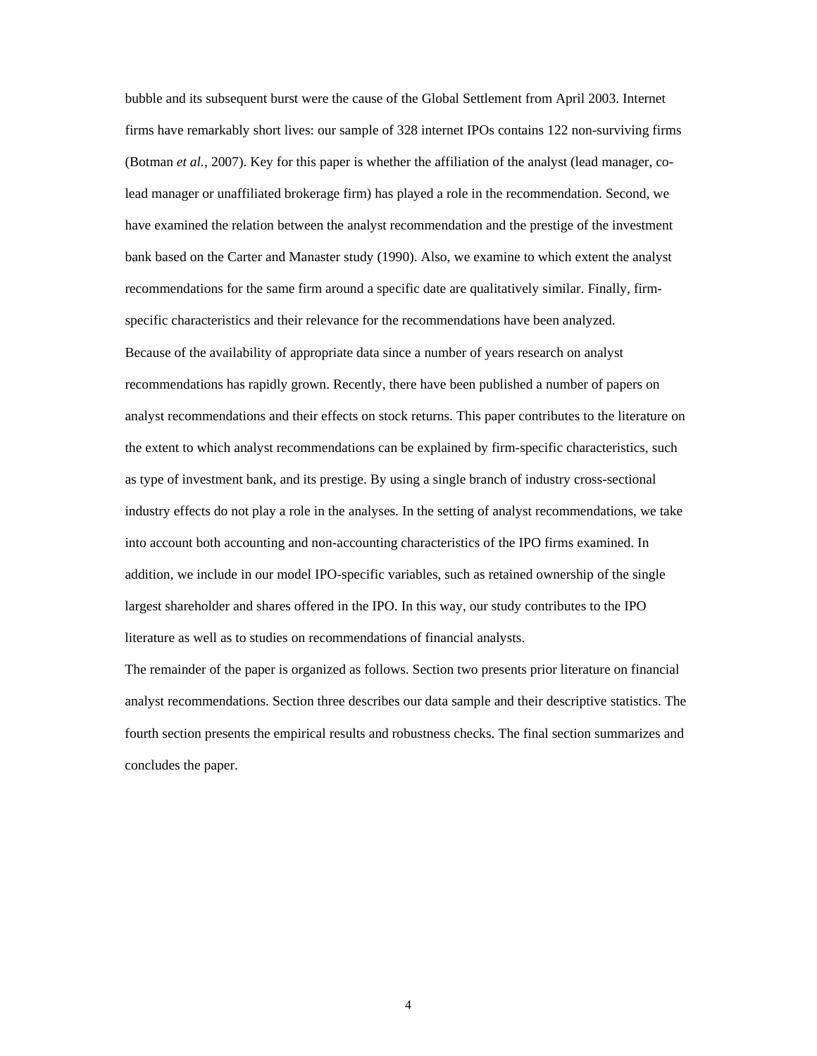bubble and its subsequent burst were the cause of the Global Settlement from April 2003. Internet firms have remarkably short lives: our sample of 328 internet IPOs contains 122 non-surviving firms (Botman *et al.*, 2007). Key for this paper is whether the affiliation of the analyst (lead manager, co-lead manager or unaffiliated brokerage firm) has played a role in the recommendation. Second, we have examined the relation between the analyst recommendation and the prestige of the investment bank based on the Carter and Manaster study (1990). Also, we examine to which extent the analyst recommendations for the same firm around a specific date are qualitatively similar. Finally, firm-specific characteristics and their relevance for the recommendations have been analyzed.

Because of the availability of appropriate data since a number of years research on analyst recommendations has rapidly grown. Recently, there have been published a number of papers on analyst recommendations and their effects on stock returns. This paper contributes to the literature on the extent to which analyst recommendations can be explained by firm-specific characteristics, such as type of investment bank, and its prestige. By using a single branch of industry cross-sectional industry effects do not play a role in the analyses. In the setting of analyst recommendations, we take into account both accounting and non-accounting characteristics of the IPO firms examined. In addition, we include in our model IPO-specific variables, such as retained ownership of the single largest shareholder and shares offered in the IPO. In this way, our study contributes to the IPO literature as well as to studies on recommendations of financial analysts.

The remainder of the paper is organized as follows. Section two presents prior literature on financial analyst recommendations. Section three describes our data sample and their descriptive statistics. The fourth section presents the empirical results and robustness checks. The final section summarizes and concludes the paper.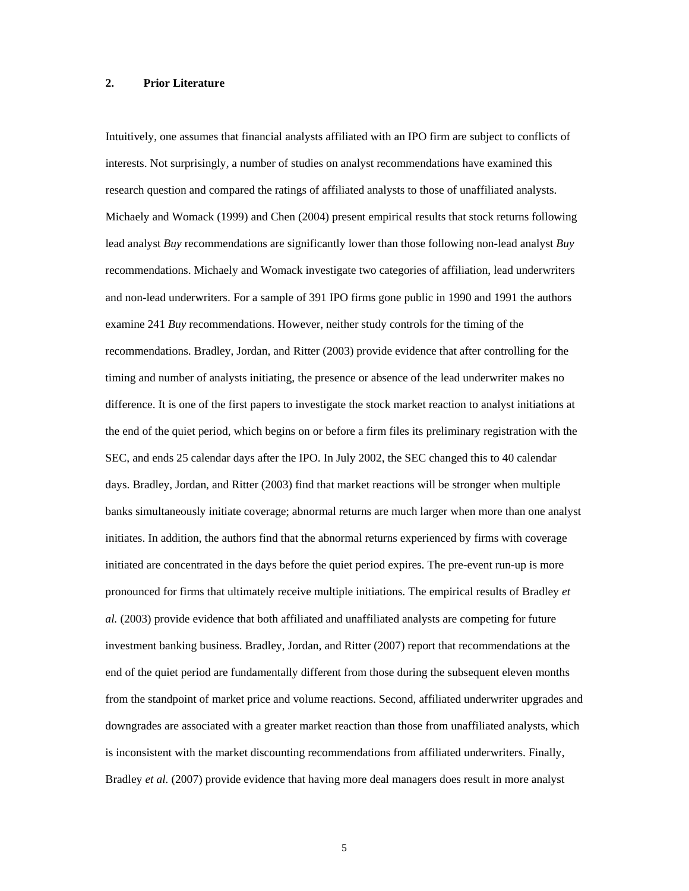## 2. Prior Literature

Intuitively, one assumes that financial analysts affiliated with an IPO firm are subject to conflicts of interests. Not surprisingly, a number of studies on analyst recommendations have examined this research question and compared the ratings of affiliated analysts to those of unaffiliated analysts. Michaely and Womack (1999) and Chen (2004) present empirical results that stock returns following lead analyst *Buy* recommendations are significantly lower than those following non-lead analyst *Buy* recommendations. Michaely and Womack investigate two categories of affiliation, lead underwriters and non-lead underwriters. For a sample of 391 IPO firms gone public in 1990 and 1991 the authors examine 241 *Buy* recommendations. However, neither study controls for the timing of the recommendations. Bradley, Jordan, and Ritter (2003) provide evidence that after controlling for the timing and number of analysts initiating, the presence or absence of the lead underwriter makes no difference. It is one of the first papers to investigate the stock market reaction to analyst initiations at the end of the quiet period, which begins on or before a firm files its preliminary registration with the SEC, and ends 25 calendar days after the IPO. In July 2002, the SEC changed this to 40 calendar days. Bradley, Jordan, and Ritter (2003) find that market reactions will be stronger when multiple banks simultaneously initiate coverage; abnormal returns are much larger when more than one analyst initiates. In addition, the authors find that the abnormal returns experienced by firms with coverage initiated are concentrated in the days before the quiet period expires. The pre-event run-up is more pronounced for firms that ultimately receive multiple initiations. The empirical results of Bradley *et al.* (2003) provide evidence that both affiliated and unaffiliated analysts are competing for future investment banking business. Bradley, Jordan, and Ritter (2007) report that recommendations at the end of the quiet period are fundamentally different from those during the subsequent eleven months from the standpoint of market price and volume reactions. Second, affiliated underwriter upgrades and downgrades are associated with a greater market reaction than those from unaffiliated analysts, which is inconsistent with the market discounting recommendations from affiliated underwriters. Finally, Bradley *et al.* (2007) provide evidence that having more deal managers does result in more analyst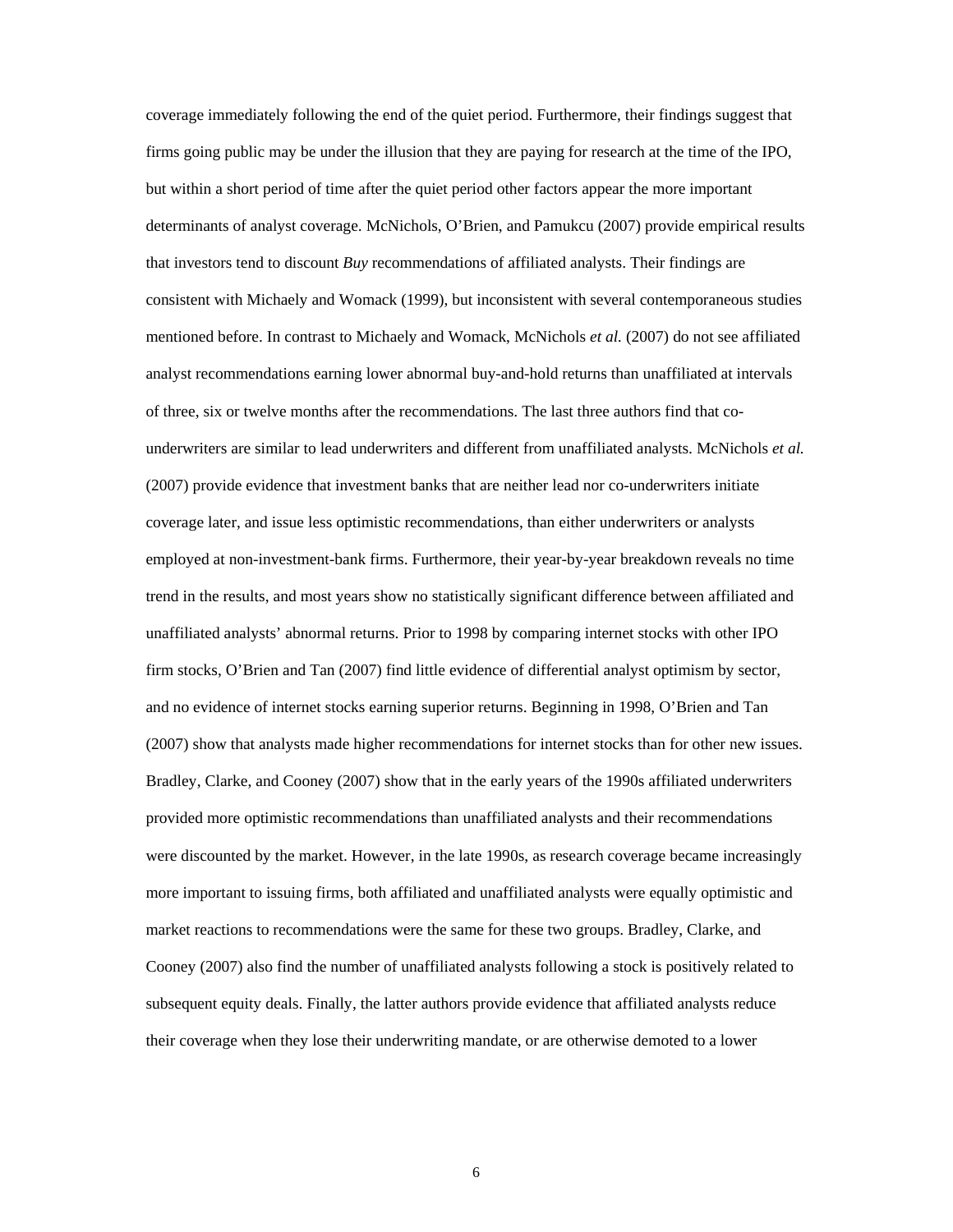coverage immediately following the end of the quiet period. Furthermore, their findings suggest that firms going public may be under the illusion that they are paying for research at the time of the IPO, but within a short period of time after the quiet period other factors appear the more important determinants of analyst coverage. McNichols, O'Brien, and Pamukcu (2007) provide empirical results that investors tend to discount *Buy* recommendations of affiliated analysts. Their findings are consistent with Michaely and Womack (1999), but inconsistent with several contemporaneous studies mentioned before. In contrast to Michaely and Womack, McNichols *et al.* (2007) do not see affiliated analyst recommendations earning lower abnormal buy-and-hold returns than unaffiliated at intervals of three, six or twelve months after the recommendations. The last three authors find that co-underwriters are similar to lead underwriters and different from unaffiliated analysts. McNichols *et al.* (2007) provide evidence that investment banks that are neither lead nor co-underwriters initiate coverage later, and issue less optimistic recommendations, than either underwriters or analysts employed at non-investment-bank firms. Furthermore, their year-by-year breakdown reveals no time trend in the results, and most years show no statistically significant difference between affiliated and unaffiliated analysts' abnormal returns. Prior to 1998 by comparing internet stocks with other IPO firm stocks, O'Brien and Tan (2007) find little evidence of differential analyst optimism by sector, and no evidence of internet stocks earning superior returns. Beginning in 1998, O'Brien and Tan (2007) show that analysts made higher recommendations for internet stocks than for other new issues. Bradley, Clarke, and Cooney (2007) show that in the early years of the 1990s affiliated underwriters provided more optimistic recommendations than unaffiliated analysts and their recommendations were discounted by the market. However, in the late 1990s, as research coverage became increasingly more important to issuing firms, both affiliated and unaffiliated analysts were equally optimistic and market reactions to recommendations were the same for these two groups. Bradley, Clarke, and Cooney (2007) also find the number of unaffiliated analysts following a stock is positively related to subsequent equity deals. Finally, the latter authors provide evidence that affiliated analysts reduce their coverage when they lose their underwriting mandate, or are otherwise demoted to a lower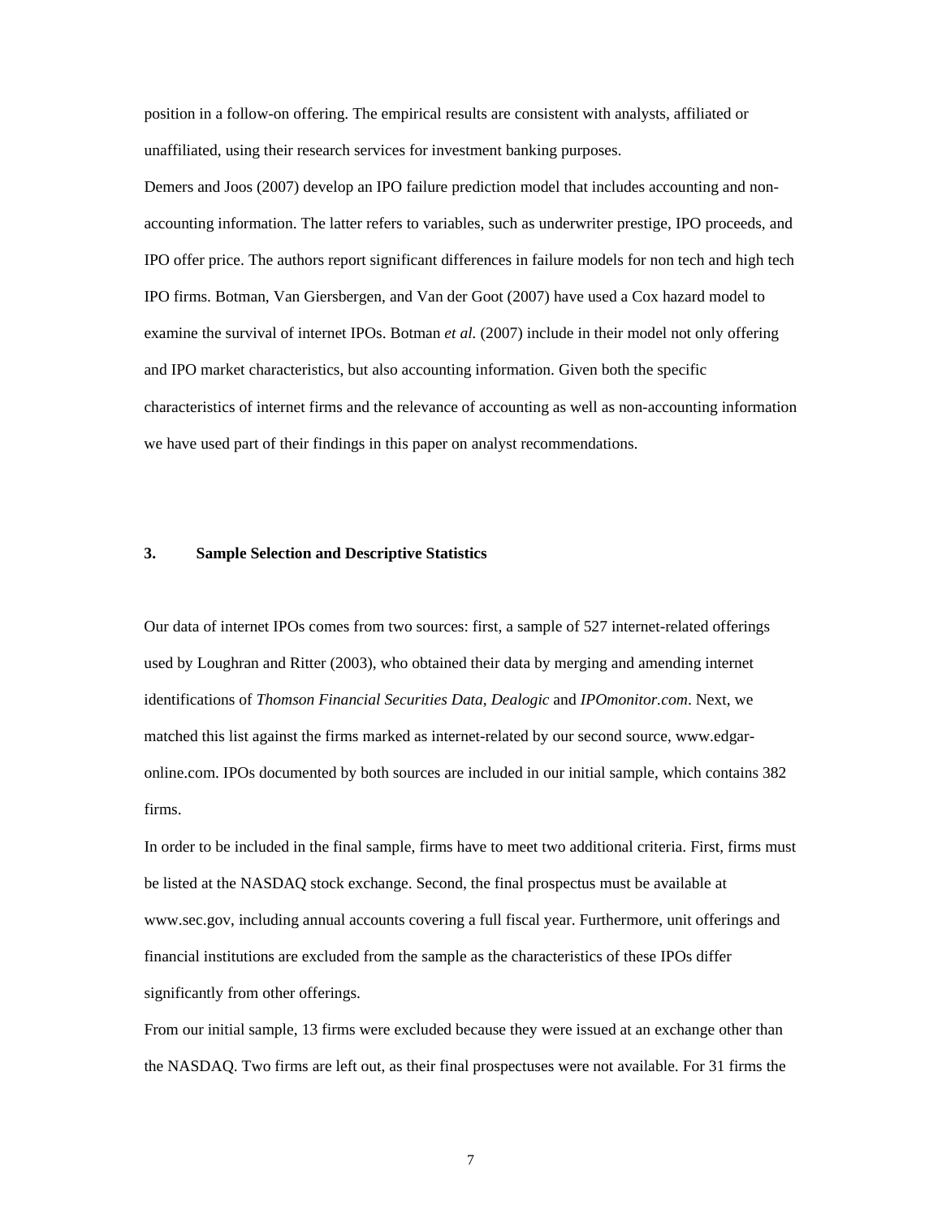position in a follow-on offering. The empirical results are consistent with analysts, affiliated or unaffiliated, using their research services for investment banking purposes.

Demers and Joos (2007) develop an IPO failure prediction model that includes accounting and non-accounting information. The latter refers to variables, such as underwriter prestige, IPO proceeds, and IPO offer price. The authors report significant differences in failure models for non tech and high tech IPO firms. Botman, Van Giersbergen, and Van der Goot (2007) have used a Cox hazard model to examine the survival of internet IPOs. Botman *et al.* (2007) include in their model not only offering and IPO market characteristics, but also accounting information. Given both the specific characteristics of internet firms and the relevance of accounting as well as non-accounting information we have used part of their findings in this paper on analyst recommendations.

## 3. Sample Selection and Descriptive Statistics

Our data of internet IPOs comes from two sources: first, a sample of 527 internet-related offerings used by Loughran and Ritter (2003), who obtained their data by merging and amending internet identifications of *Thomson Financial Securities Data*, *Dealogic* and *IPOmonitor.com*. Next, we matched this list against the firms marked as internet-related by our second source, www.edgar-online.com. IPOs documented by both sources are included in our initial sample, which contains 382 firms.

In order to be included in the final sample, firms have to meet two additional criteria. First, firms must be listed at the NASDAQ stock exchange. Second, the final prospectus must be available at www.sec.gov, including annual accounts covering a full fiscal year. Furthermore, unit offerings and financial institutions are excluded from the sample as the characteristics of these IPOs differ significantly from other offerings.

From our initial sample, 13 firms were excluded because they were issued at an exchange other than the NASDAQ. Two firms are left out, as their final prospectuses were not available. For 31 firms the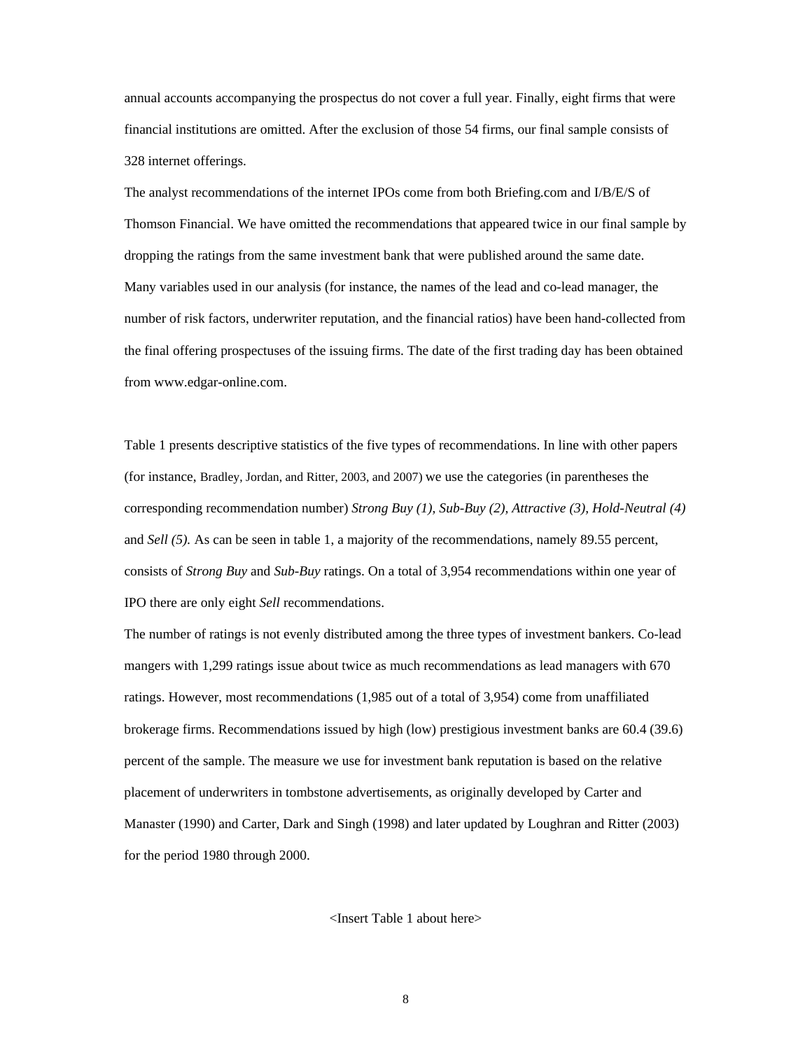annual accounts accompanying the prospectus do not cover a full year. Finally, eight firms that were financial institutions are omitted. After the exclusion of those 54 firms, our final sample consists of 328 internet offerings.

The analyst recommendations of the internet IPOs come from both Briefing.com and I/B/E/S of Thomson Financial. We have omitted the recommendations that appeared twice in our final sample by dropping the ratings from the same investment bank that were published around the same date.

Many variables used in our analysis (for instance, the names of the lead and co-lead manager, the number of risk factors, underwriter reputation, and the financial ratios) have been hand-collected from the final offering prospectuses of the issuing firms. The date of the first trading day has been obtained from www.edgar-online.com.

Table 1 presents descriptive statistics of the five types of recommendations. In line with other papers (for instance, Bradley, Jordan, and Ritter, 2003, and 2007) we use the categories (in parentheses the corresponding recommendation number) *Strong Buy (1), Sub-Buy (2), Attractive (3), Hold-Neutral (4)* and *Sell (5).* As can be seen in table 1, a majority of the recommendations, namely 89.55 percent, consists of *Strong Buy* and *Sub-Buy* ratings. On a total of 3,954 recommendations within one year of IPO there are only eight *Sell* recommendations.

The number of ratings is not evenly distributed among the three types of investment bankers. Co-lead mangers with 1,299 ratings issue about twice as much recommendations as lead managers with 670 ratings. However, most recommendations (1,985 out of a total of 3,954) come from unaffiliated brokerage firms. Recommendations issued by high (low) prestigious investment banks are 60.4 (39.6) percent of the sample. The measure we use for investment bank reputation is based on the relative placement of underwriters in tombstone advertisements, as originally developed by Carter and Manaster (1990) and Carter, Dark and Singh (1998) and later updated by Loughran and Ritter (2003) for the period 1980 through 2000.

<Insert Table 1 about here>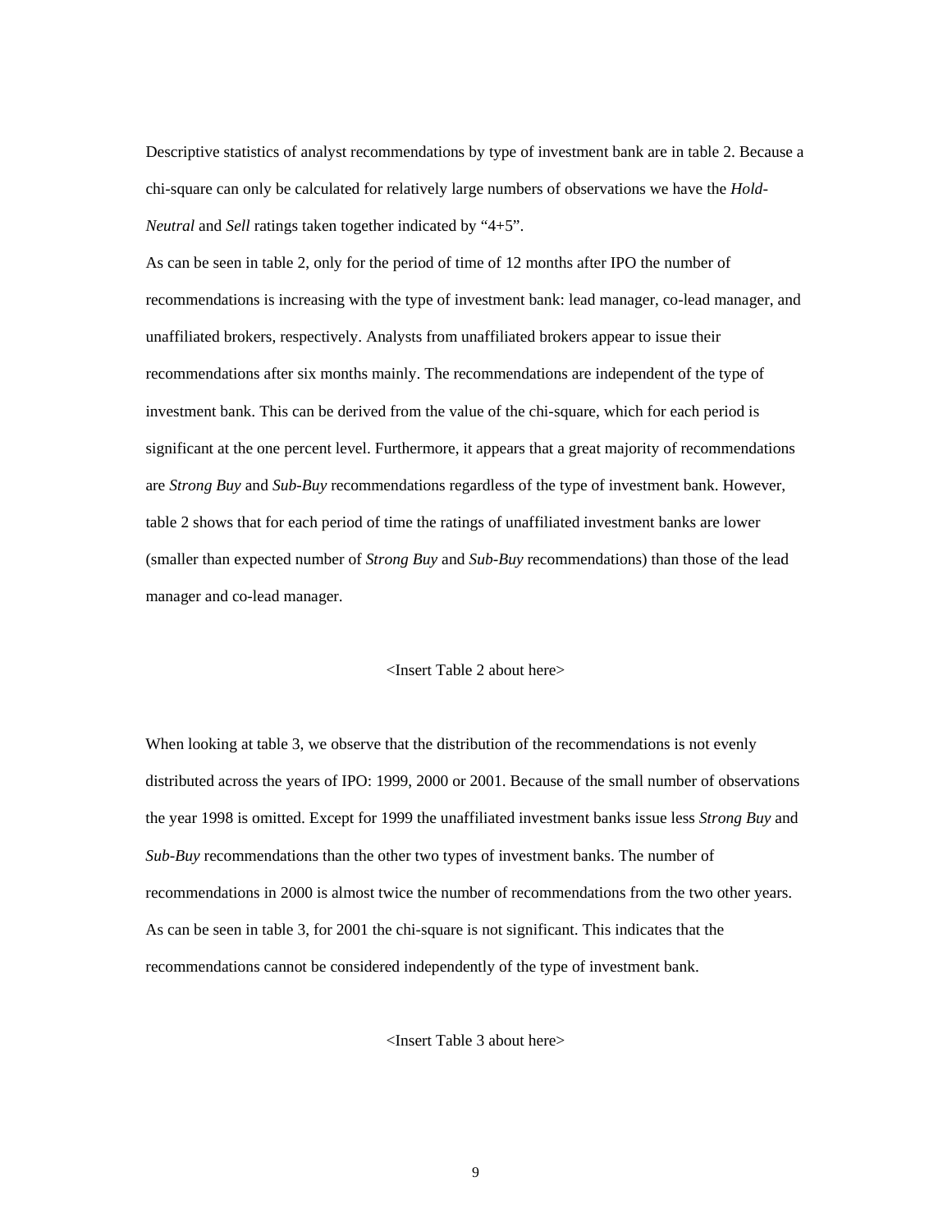Descriptive statistics of analyst recommendations by type of investment bank are in table 2. Because a chi-square can only be calculated for relatively large numbers of observations we have the *Hold-Neutral* and *Sell* ratings taken together indicated by "4+5".

As can be seen in table 2, only for the period of time of 12 months after IPO the number of recommendations is increasing with the type of investment bank: lead manager, co-lead manager, and unaffiliated brokers, respectively. Analysts from unaffiliated brokers appear to issue their recommendations after six months mainly. The recommendations are independent of the type of investment bank. This can be derived from the value of the chi-square, which for each period is significant at the one percent level. Furthermore, it appears that a great majority of recommendations are *Strong Buy* and *Sub-Buy* recommendations regardless of the type of investment bank. However, table 2 shows that for each period of time the ratings of unaffiliated investment banks are lower (smaller than expected number of *Strong Buy* and *Sub-Buy* recommendations) than those of the lead manager and co-lead manager.

<Insert Table 2 about here>

When looking at table 3, we observe that the distribution of the recommendations is not evenly distributed across the years of IPO: 1999, 2000 or 2001. Because of the small number of observations the year 1998 is omitted. Except for 1999 the unaffiliated investment banks issue less *Strong Buy* and *Sub-Buy* recommendations than the other two types of investment banks. The number of recommendations in 2000 is almost twice the number of recommendations from the two other years. As can be seen in table 3, for 2001 the chi-square is not significant. This indicates that the recommendations cannot be considered independently of the type of investment bank.

<Insert Table 3 about here>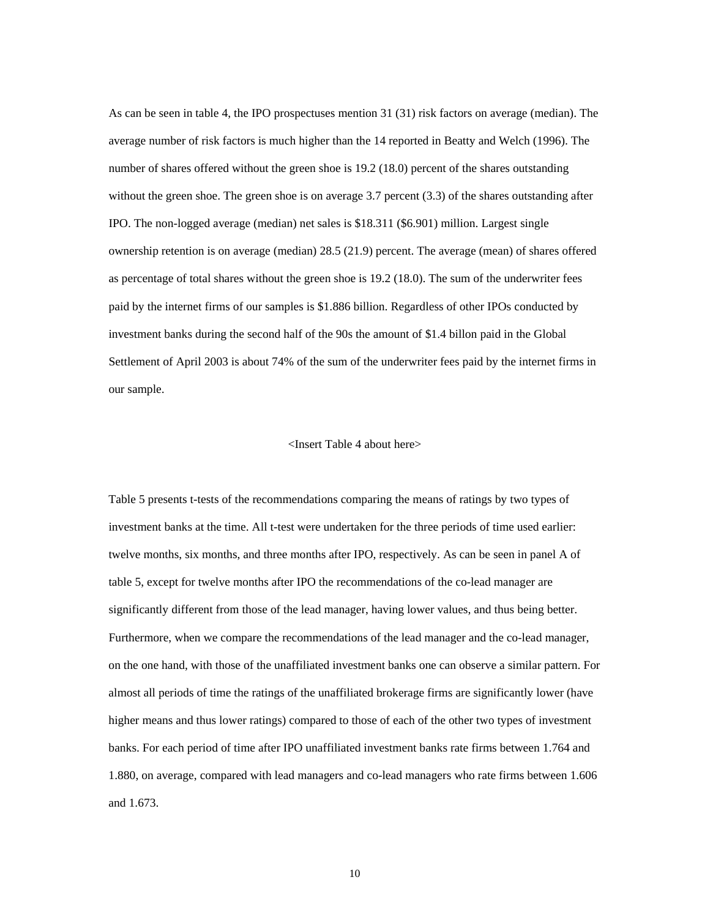As can be seen in table 4, the IPO prospectuses mention 31 (31) risk factors on average (median). The average number of risk factors is much higher than the 14 reported in Beatty and Welch (1996). The number of shares offered without the green shoe is 19.2 (18.0) percent of the shares outstanding without the green shoe. The green shoe is on average 3.7 percent (3.3) of the shares outstanding after IPO. The non-logged average (median) net sales is $18.311 ($6.901) million. Largest single ownership retention is on average (median) 28.5 (21.9) percent. The average (mean) of shares offered as percentage of total shares without the green shoe is 19.2 (18.0). The sum of the underwriter fees paid by the internet firms of our samples is $1.886 billion. Regardless of other IPOs conducted by investment banks during the second half of the 90s the amount of $1.4 billon paid in the Global Settlement of April 2003 is about 74% of the sum of the underwriter fees paid by the internet firms in our sample.

<Insert Table 4 about here>

Table 5 presents t-tests of the recommendations comparing the means of ratings by two types of investment banks at the time. All t-test were undertaken for the three periods of time used earlier: twelve months, six months, and three months after IPO, respectively. As can be seen in panel A of table 5, except for twelve months after IPO the recommendations of the co-lead manager are significantly different from those of the lead manager, having lower values, and thus being better. Furthermore, when we compare the recommendations of the lead manager and the co-lead manager, on the one hand, with those of the unaffiliated investment banks one can observe a similar pattern. For almost all periods of time the ratings of the unaffiliated brokerage firms are significantly lower (have higher means and thus lower ratings) compared to those of each of the other two types of investment banks. For each period of time after IPO unaffiliated investment banks rate firms between 1.764 and 1.880, on average, compared with lead managers and co-lead managers who rate firms between 1.606 and 1.673.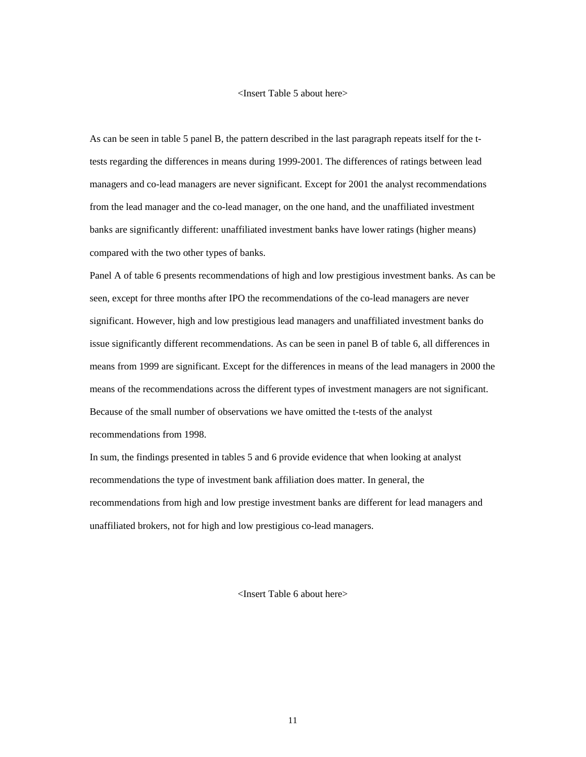<Insert Table 5 about here>

As can be seen in table 5 panel B, the pattern described in the last paragraph repeats itself for the t-tests regarding the differences in means during 1999-2001. The differences of ratings between lead managers and co-lead managers are never significant. Except for 2001 the analyst recommendations from the lead manager and the co-lead manager, on the one hand, and the unaffiliated investment banks are significantly different: unaffiliated investment banks have lower ratings (higher means) compared with the two other types of banks.

Panel A of table 6 presents recommendations of high and low prestigious investment banks. As can be seen, except for three months after IPO the recommendations of the co-lead managers are never significant. However, high and low prestigious lead managers and unaffiliated investment banks do issue significantly different recommendations. As can be seen in panel B of table 6, all differences in means from 1999 are significant. Except for the differences in means of the lead managers in 2000 the means of the recommendations across the different types of investment managers are not significant. Because of the small number of observations we have omitted the t-tests of the analyst recommendations from 1998.

In sum, the findings presented in tables 5 and 6 provide evidence that when looking at analyst recommendations the type of investment bank affiliation does matter. In general, the recommendations from high and low prestige investment banks are different for lead managers and unaffiliated brokers, not for high and low prestigious co-lead managers.

<Insert Table 6 about here>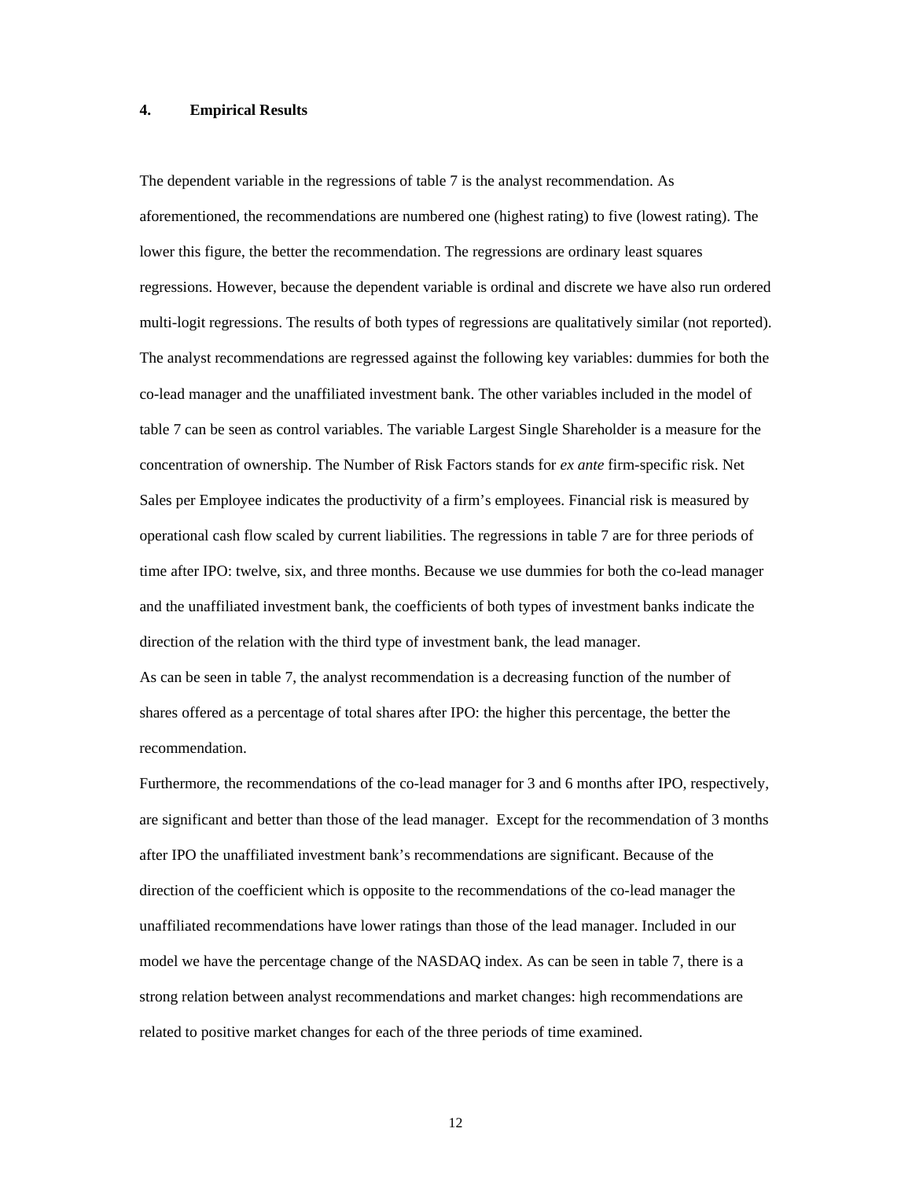## 4. Empirical Results

The dependent variable in the regressions of table 7 is the analyst recommendation. As aforementioned, the recommendations are numbered one (highest rating) to five (lowest rating). The lower this figure, the better the recommendation. The regressions are ordinary least squares regressions. However, because the dependent variable is ordinal and discrete we have also run ordered multi-logit regressions. The results of both types of regressions are qualitatively similar (not reported). The analyst recommendations are regressed against the following key variables: dummies for both the co-lead manager and the unaffiliated investment bank. The other variables included in the model of table 7 can be seen as control variables. The variable Largest Single Shareholder is a measure for the concentration of ownership. The Number of Risk Factors stands for *ex ante* firm-specific risk. Net Sales per Employee indicates the productivity of a firm's employees. Financial risk is measured by operational cash flow scaled by current liabilities. The regressions in table 7 are for three periods of time after IPO: twelve, six, and three months. Because we use dummies for both the co-lead manager and the unaffiliated investment bank, the coefficients of both types of investment banks indicate the direction of the relation with the third type of investment bank, the lead manager.

As can be seen in table 7, the analyst recommendation is a decreasing function of the number of shares offered as a percentage of total shares after IPO: the higher this percentage, the better the recommendation.

Furthermore, the recommendations of the co-lead manager for 3 and 6 months after IPO, respectively, are significant and better than those of the lead manager. Except for the recommendation of 3 months after IPO the unaffiliated investment bank's recommendations are significant. Because of the direction of the coefficient which is opposite to the recommendations of the co-lead manager the unaffiliated recommendations have lower ratings than those of the lead manager. Included in our model we have the percentage change of the NASDAQ index. As can be seen in table 7, there is a strong relation between analyst recommendations and market changes: high recommendations are related to positive market changes for each of the three periods of time examined.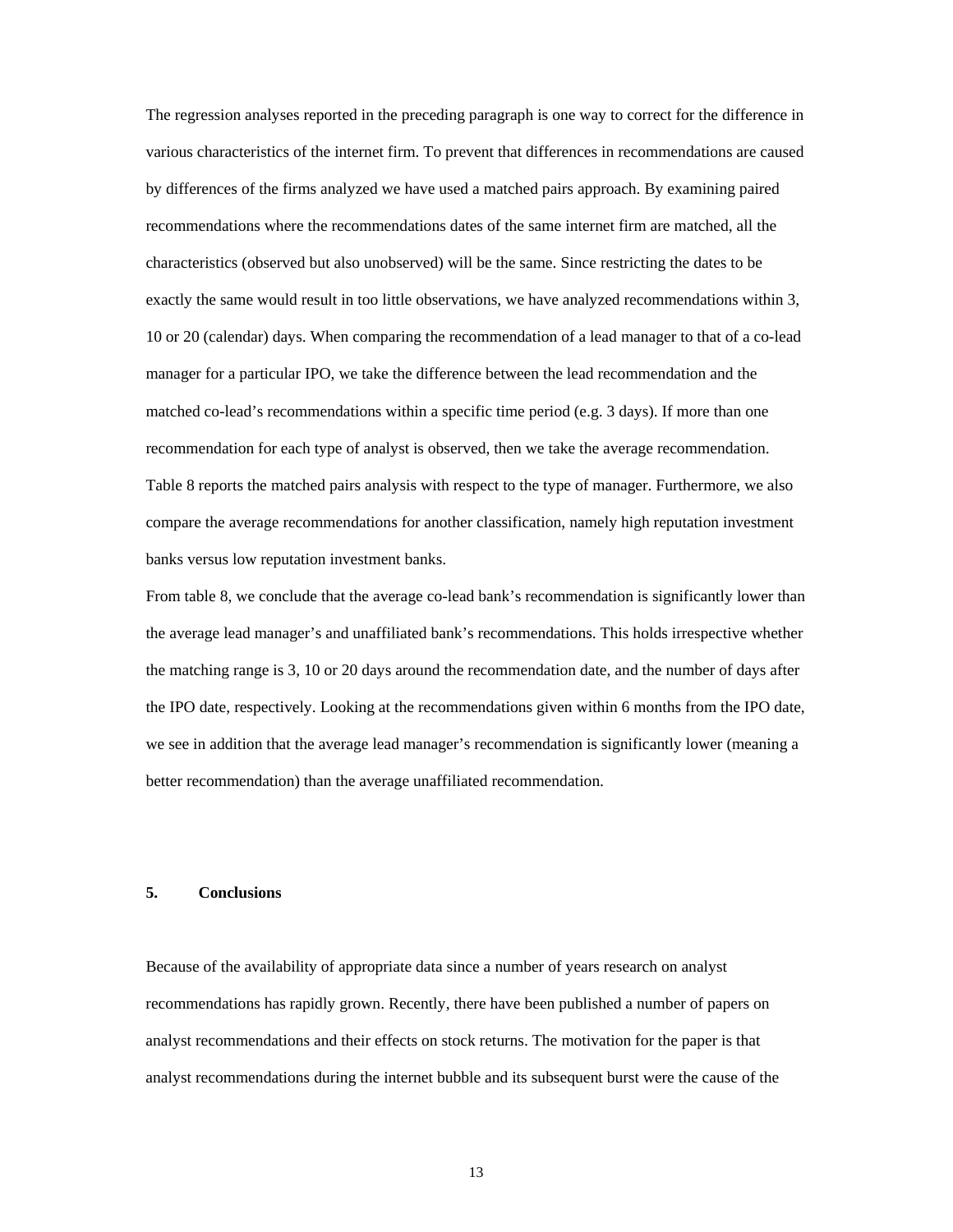The regression analyses reported in the preceding paragraph is one way to correct for the difference in various characteristics of the internet firm. To prevent that differences in recommendations are caused by differences of the firms analyzed we have used a matched pairs approach. By examining paired recommendations where the recommendations dates of the same internet firm are matched, all the characteristics (observed but also unobserved) will be the same. Since restricting the dates to be exactly the same would result in too little observations, we have analyzed recommendations within 3, 10 or 20 (calendar) days. When comparing the recommendation of a lead manager to that of a co-lead manager for a particular IPO, we take the difference between the lead recommendation and the matched co-lead's recommendations within a specific time period (e.g. 3 days). If more than one recommendation for each type of analyst is observed, then we take the average recommendation. Table 8 reports the matched pairs analysis with respect to the type of manager. Furthermore, we also compare the average recommendations for another classification, namely high reputation investment banks versus low reputation investment banks.

From table 8, we conclude that the average co-lead bank's recommendation is significantly lower than the average lead manager's and unaffiliated bank's recommendations. This holds irrespective whether the matching range is 3, 10 or 20 days around the recommendation date, and the number of days after the IPO date, respectively. Looking at the recommendations given within 6 months from the IPO date, we see in addition that the average lead manager's recommendation is significantly lower (meaning a better recommendation) than the average unaffiliated recommendation.

## 5. Conclusions

Because of the availability of appropriate data since a number of years research on analyst recommendations has rapidly grown. Recently, there have been published a number of papers on analyst recommendations and their effects on stock returns. The motivation for the paper is that analyst recommendations during the internet bubble and its subsequent burst were the cause of the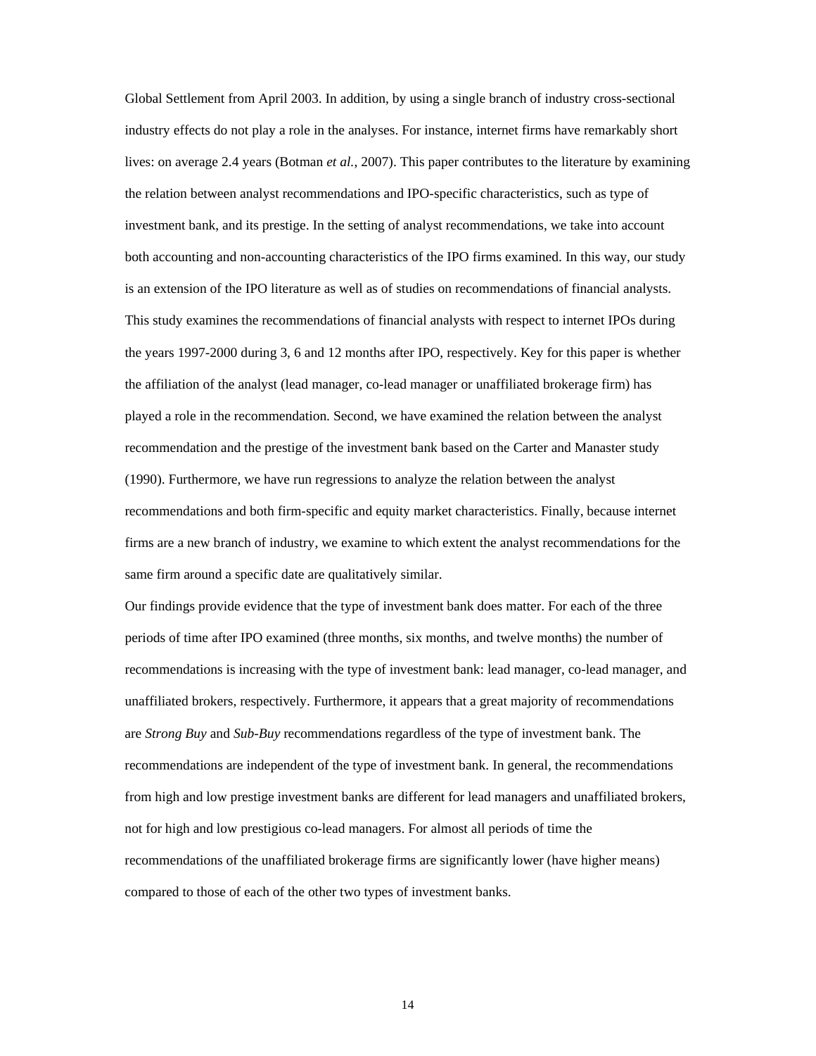Global Settlement from April 2003. In addition, by using a single branch of industry cross-sectional industry effects do not play a role in the analyses. For instance, internet firms have remarkably short lives: on average 2.4 years (Botman *et al.*, 2007). This paper contributes to the literature by examining the relation between analyst recommendations and IPO-specific characteristics, such as type of investment bank, and its prestige. In the setting of analyst recommendations, we take into account both accounting and non-accounting characteristics of the IPO firms examined. In this way, our study is an extension of the IPO literature as well as of studies on recommendations of financial analysts. This study examines the recommendations of financial analysts with respect to internet IPOs during the years 1997-2000 during 3, 6 and 12 months after IPO, respectively. Key for this paper is whether the affiliation of the analyst (lead manager, co-lead manager or unaffiliated brokerage firm) has played a role in the recommendation. Second, we have examined the relation between the analyst recommendation and the prestige of the investment bank based on the Carter and Manaster study (1990). Furthermore, we have run regressions to analyze the relation between the analyst recommendations and both firm-specific and equity market characteristics. Finally, because internet firms are a new branch of industry, we examine to which extent the analyst recommendations for the same firm around a specific date are qualitatively similar.

Our findings provide evidence that the type of investment bank does matter. For each of the three periods of time after IPO examined (three months, six months, and twelve months) the number of recommendations is increasing with the type of investment bank: lead manager, co-lead manager, and unaffiliated brokers, respectively. Furthermore, it appears that a great majority of recommendations are *Strong Buy* and *Sub-Buy* recommendations regardless of the type of investment bank. The recommendations are independent of the type of investment bank. In general, the recommendations from high and low prestige investment banks are different for lead managers and unaffiliated brokers, not for high and low prestigious co-lead managers. For almost all periods of time the recommendations of the unaffiliated brokerage firms are significantly lower (have higher means) compared to those of each of the other two types of investment banks.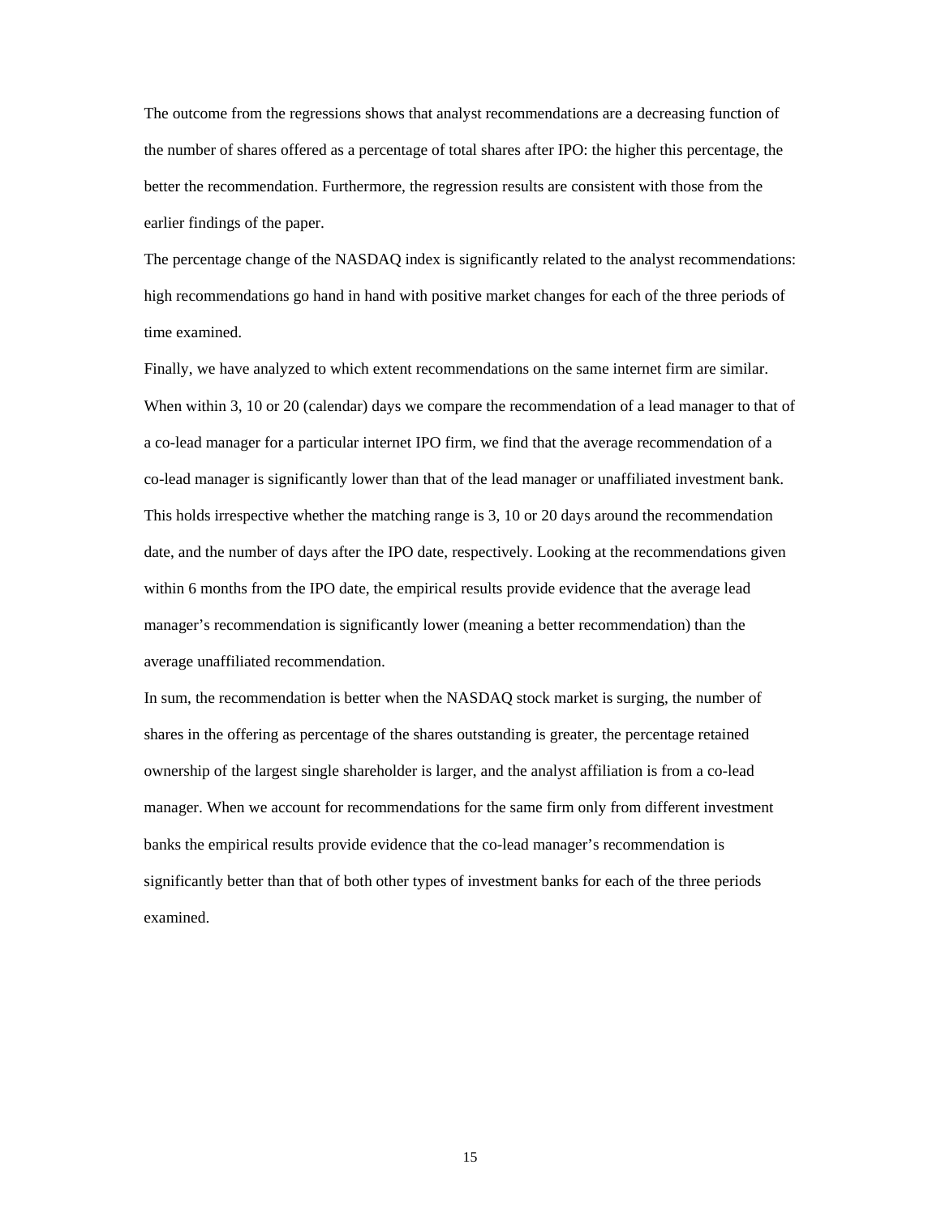The outcome from the regressions shows that analyst recommendations are a decreasing function of the number of shares offered as a percentage of total shares after IPO: the higher this percentage, the better the recommendation. Furthermore, the regression results are consistent with those from the earlier findings of the paper.

The percentage change of the NASDAQ index is significantly related to the analyst recommendations: high recommendations go hand in hand with positive market changes for each of the three periods of time examined.

Finally, we have analyzed to which extent recommendations on the same internet firm are similar. When within 3, 10 or 20 (calendar) days we compare the recommendation of a lead manager to that of a co-lead manager for a particular internet IPO firm, we find that the average recommendation of a co-lead manager is significantly lower than that of the lead manager or unaffiliated investment bank. This holds irrespective whether the matching range is 3, 10 or 20 days around the recommendation date, and the number of days after the IPO date, respectively. Looking at the recommendations given within 6 months from the IPO date, the empirical results provide evidence that the average lead manager's recommendation is significantly lower (meaning a better recommendation) than the average unaffiliated recommendation.

In sum, the recommendation is better when the NASDAQ stock market is surging, the number of shares in the offering as percentage of the shares outstanding is greater, the percentage retained ownership of the largest single shareholder is larger, and the analyst affiliation is from a co-lead manager. When we account for recommendations for the same firm only from different investment banks the empirical results provide evidence that the co-lead manager's recommendation is significantly better than that of both other types of investment banks for each of the three periods examined.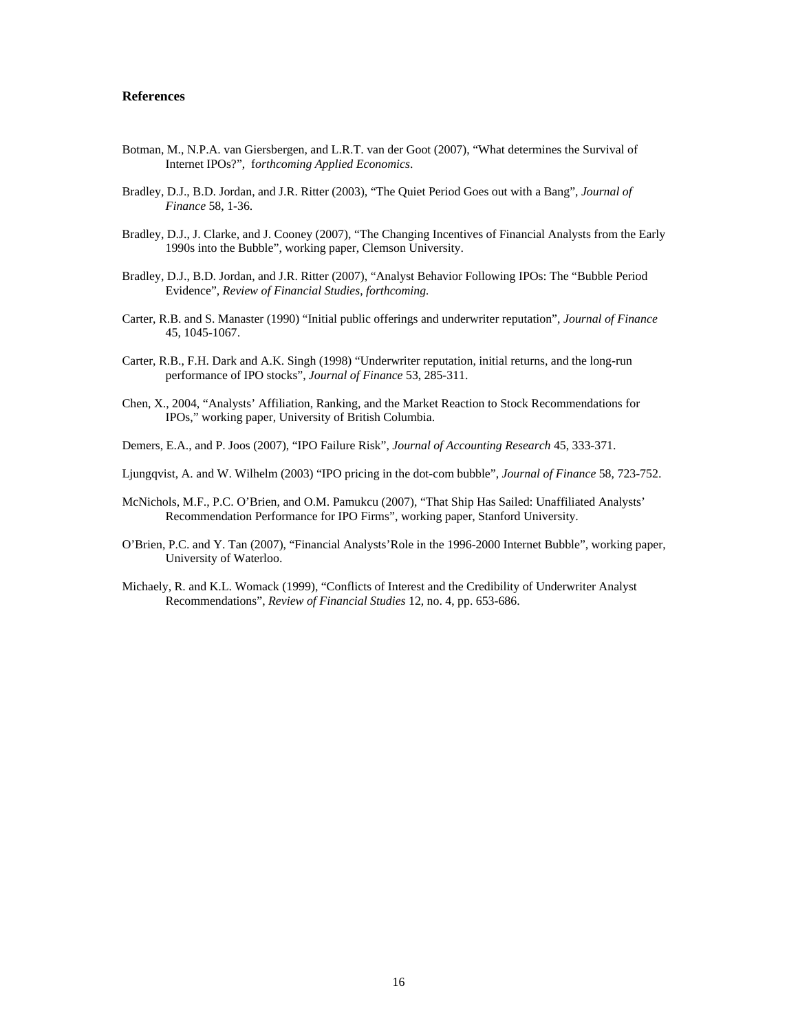## References

Botman, M., N.P.A. van Giersbergen, and L.R.T. van der Goot (2007), "What determines the Survival of Internet IPOs?", f*orthcoming Applied Economics*.

Bradley, D.J., B.D. Jordan, and J.R. Ritter (2003), "The Quiet Period Goes out with a Bang", *Journal of Finance* 58, 1-36.

Bradley, D.J., J. Clarke, and J. Cooney (2007), "The Changing Incentives of Financial Analysts from the Early 1990s into the Bubble", working paper, Clemson University.

Bradley, D.J., B.D. Jordan, and J.R. Ritter (2007), "Analyst Behavior Following IPOs: The "Bubble Period Evidence", *Review of Financial Studies*, *forthcoming.*

Carter, R.B. and S. Manaster (1990) "Initial public offerings and underwriter reputation", *Journal of Finance* 45, 1045-1067.

Carter, R.B., F.H. Dark and A.K. Singh (1998) "Underwriter reputation, initial returns, and the long-run performance of IPO stocks", *Journal of Finance* 53, 285-311.

Chen, X., 2004, "Analysts' Affiliation, Ranking, and the Market Reaction to Stock Recommendations for IPOs," working paper, University of British Columbia.

Demers, E.A., and P. Joos (2007), "IPO Failure Risk", *Journal of Accounting Research* 45, 333-371.

Ljungqvist, A. and W. Wilhelm (2003) "IPO pricing in the dot-com bubble", *Journal of Finance* 58, 723-752.

McNichols, M.F., P.C. O'Brien, and O.M. Pamukcu (2007), "That Ship Has Sailed: Unaffiliated Analysts' Recommendation Performance for IPO Firms", working paper, Stanford University.

O'Brien, P.C. and Y. Tan (2007), "Financial Analysts'Role in the 1996-2000 Internet Bubble", working paper, University of Waterloo.

Michaely, R. and K.L. Womack (1999), "Conflicts of Interest and the Credibility of Underwriter Analyst Recommendations", *Review of Financial Studies* 12, no. 4, pp. 653-686.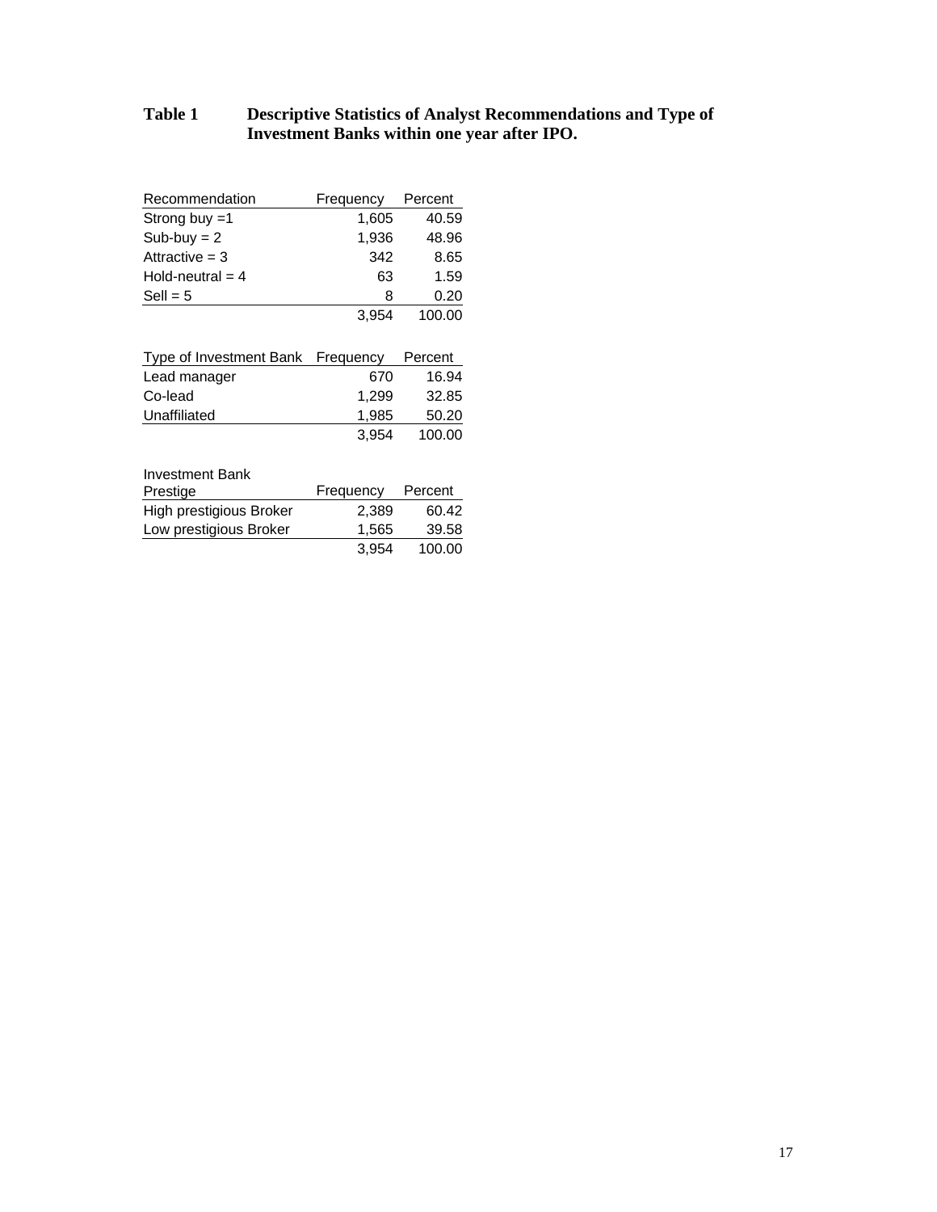**Table 1 Descriptive Statistics of Analyst Recommendations and Type of Investment Banks within one year after IPO.**

| Recommendation | Frequency | Percent |
|---|---|---|
| Strong buy =1 | 1,605 | 40.59 |
| Sub-buy = 2 | 1,936 | 48.96 |
| Attractive = 3 | 342 | 8.65 |
| Hold-neutral = 4 | 63 | 1.59 |
| Sell = 5 | 8 | 0.20 |
| | 3,954 | 100.00 |

| Type of Investment Bank | Frequency | Percent |
|---|---|---|
| Lead manager | 670 | 16.94 |
| Co-lead | 1,299 | 32.85 |
| Unaffiliated | 1,985 | 50.20 |
| | 3,954 | 100.00 |

| Investment Bank Prestige | Frequency | Percent |
|---|---|---|
| High prestigious Broker | 2,389 | 60.42 |
| Low prestigious Broker | 1,565 | 39.58 |
| | 3,954 | 100.00 |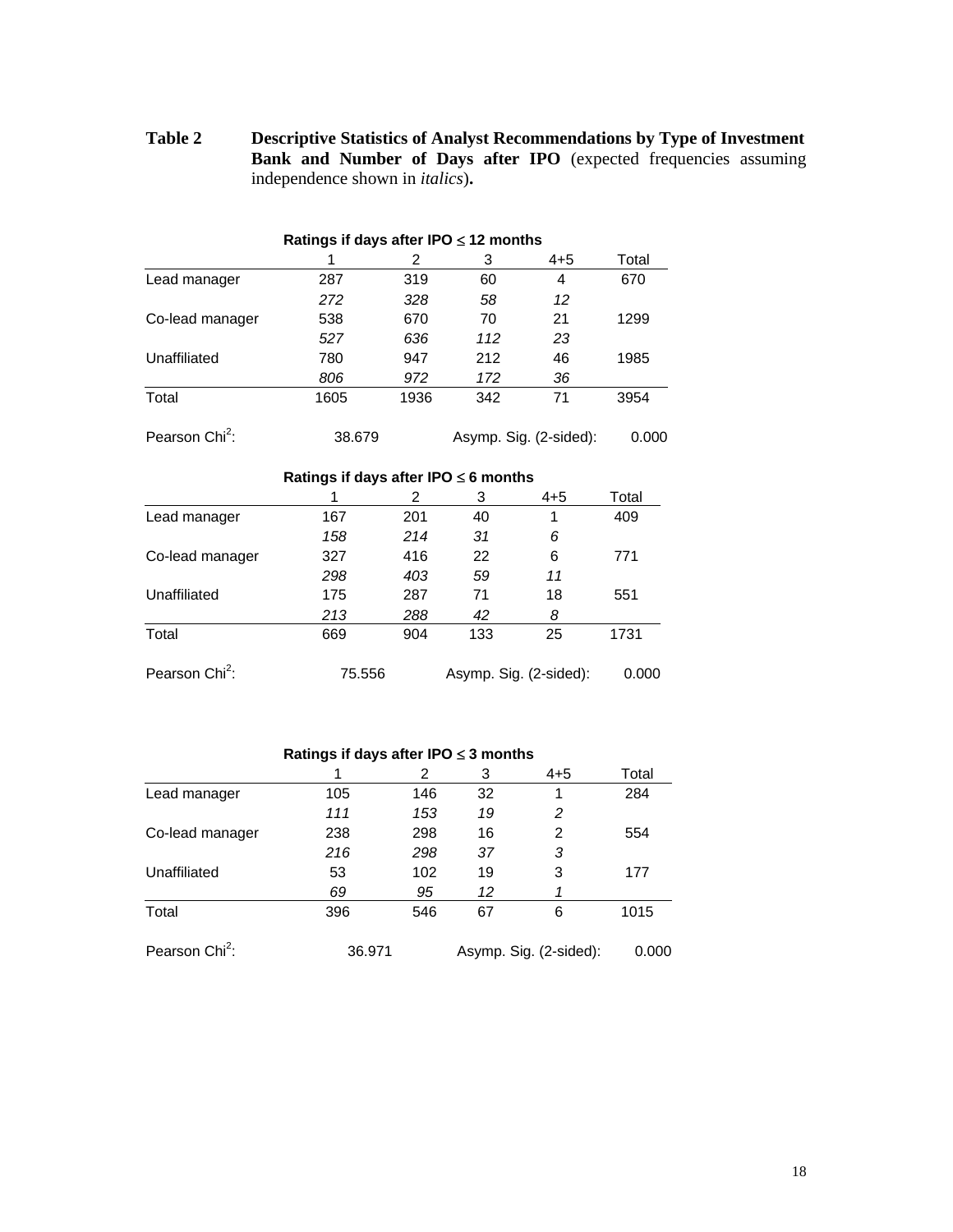**Table 2 Descriptive Statistics of Analyst Recommendations by Type of Investment Bank and Number of Days after IPO** (expected frequencies assuming independence shown in *italics*)**.**

**Ratings if days after IPO ≤ 12 months**

| | 1 | 2 | 3 | 4+5 | Total |
|---|---|---|---|---|---|
| Lead manager | 287 | 319 | 60 | 4 | 670 |
| | *272* | *328* | *58* | *12* | |
| Co-lead manager | 538 | 670 | 70 | 21 | 1299 |
| | *527* | *636* | *112* | *23* | |
| Unaffiliated | 780 | 947 | 212 | 46 | 1985 |
| | *806* | *972* | *172* | *36* | |
| Total | 1605 | 1936 | 342 | 71 | 3954 |
| | | | | | |
| Pearson Chi$^2$: | 38.679 | | Asymp. Sig. (2-sided): | | 0.000 |

**Ratings if days after IPO ≤ 6 months**

| | 1 | 2 | 3 | 4+5 | Total |
|---|---|---|---|---|---|
| Lead manager | 167 | 201 | 40 | 1 | 409 |
| | *158* | *214* | *31* | *6* | |
| Co-lead manager | 327 | 416 | 22 | 6 | 771 |
| | *298* | *403* | *59* | *11* | |
| Unaffiliated | 175 | 287 | 71 | 18 | 551 |
| | *213* | *288* | *42* | *8* | |
| Total | 669 | 904 | 133 | 25 | 1731 |
| | | | | | |
| Pearson Chi$^2$: | 75.556 | | Asymp. Sig. (2-sided): | | 0.000 |

**Ratings if days after IPO ≤ 3 months**

| | 1 | 2 | 3 | 4+5 | Total |
|---|---|---|---|---|---|
| Lead manager | 105 | 146 | 32 | 1 | 284 |
| | *111* | *153* | *19* | *2* | |
| Co-lead manager | 238 | 298 | 16 | 2 | 554 |
| | *216* | *298* | *37* | *3* | |
| Unaffiliated | 53 | 102 | 19 | 3 | 177 |
| | *69* | *95* | *12* | *1* | |
| Total | 396 | 546 | 67 | 6 | 1015 |
| | | | | | |
| Pearson Chi$^2$: | 36.971 | | Asymp. Sig. (2-sided): | | 0.000 |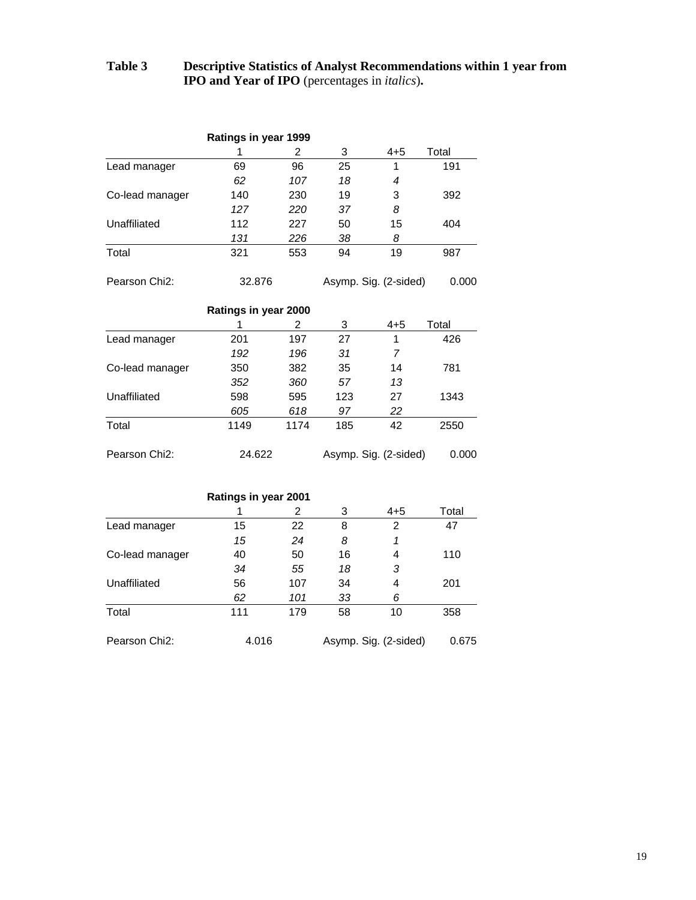**Table 3 Descriptive Statistics of Analyst Recommendations within 1 year from IPO and Year of IPO** (percentages in *italics*)**.**

| Ratings in year 1999 | 1 | 2 | 3 | 4+5 | Total |
|---|---|---|---|---|---|
| Lead manager | 69 | 96 | 25 | 1 | 191 |
| | *62* | *107* | *18* | *4* | |
| Co-lead manager | 140 | 230 | 19 | 3 | 392 |
| | *127* | *220* | *37* | *8* | |
| Unaffiliated | 112 | 227 | 50 | 15 | 404 |
| | *131* | *226* | *38* | *8* | |
| Total | 321 | 553 | 94 | 19 | 987 |
| Pearson Chi2: | 32.876 | | Asymp. Sig. (2-sided) | | 0.000 |

| Ratings in year 2000 | 1 | 2 | 3 | 4+5 | Total |
|---|---|---|---|---|---|
| Lead manager | 201 | 197 | 27 | 1 | 426 |
| | *192* | *196* | *31* | *7* | |
| Co-lead manager | 350 | 382 | 35 | 14 | 781 |
| | *352* | *360* | *57* | *13* | |
| Unaffiliated | 598 | 595 | 123 | 27 | 1343 |
| | *605* | *618* | *97* | *22* | |
| Total | 1149 | 1174 | 185 | 42 | 2550 |
| Pearson Chi2: | 24.622 | | Asymp. Sig. (2-sided) | | 0.000 |

| Ratings in year 2001 | 1 | 2 | 3 | 4+5 | Total |
|---|---|---|---|---|---|
| Lead manager | 15 | 22 | 8 | 2 | 47 |
| | *15* | *24* | *8* | *1* | |
| Co-lead manager | 40 | 50 | 16 | 4 | 110 |
| | *34* | *55* | *18* | *3* | |
| Unaffiliated | 56 | 107 | 34 | 4 | 201 |
| | *62* | *101* | *33* | *6* | |
| Total | 111 | 179 | 58 | 10 | 358 |
| Pearson Chi2: | 4.016 | | Asymp. Sig. (2-sided) | | 0.675 |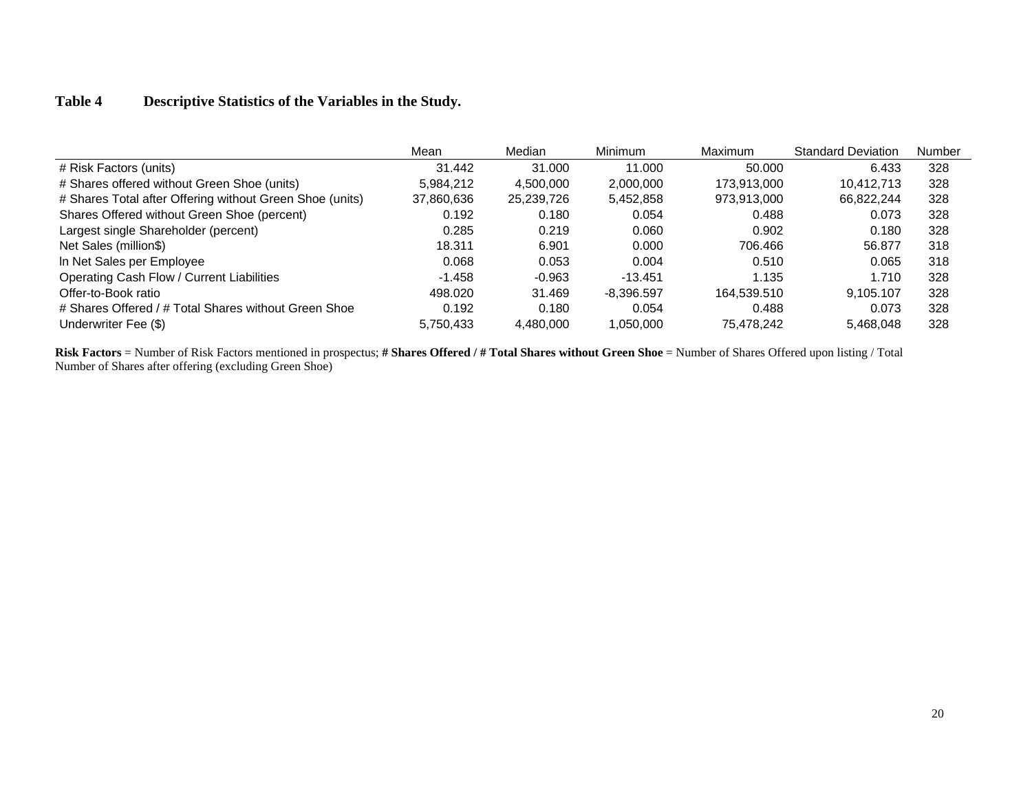## Table 4 Descriptive Statistics of the Variables in the Study.

| | Mean | Median | Minimum | Maximum | Standard Deviation | Number |
|---|---|---|---|---|---|---|
| # Risk Factors (units) | 31.442 | 31.000 | 11.000 | 50.000 | 6.433 | 328 |
| # Shares offered without Green Shoe (units) | 5,984,212 | 4,500,000 | 2,000,000 | 173,913,000 | 10,412,713 | 328 |
| # Shares Total after Offering without Green Shoe (units) | 37,860,636 | 25,239,726 | 5,452,858 | 973,913,000 | 66,822,244 | 328 |
| Shares Offered without Green Shoe (percent) | 0.192 | 0.180 | 0.054 | 0.488 | 0.073 | 328 |
| Largest single Shareholder (percent) | 0.285 | 0.219 | 0.060 | 0.902 | 0.180 | 328 |
| Net Sales (million$) | 18.311 | 6.901 | 0.000 | 706.466 | 56.877 | 318 |
| ln Net Sales per Employee | 0.068 | 0.053 | 0.004 | 0.510 | 0.065 | 318 |
| Operating Cash Flow / Current Liabilities | -1.458 | -0.963 | -13.451 | 1.135 | 1.710 | 328 |
| Offer-to-Book ratio | 498.020 | 31.469 | -8,396.597 | 164,539.510 | 9,105.107 | 328 |
| # Shares Offered / # Total Shares without Green Shoe | 0.192 | 0.180 | 0.054 | 0.488 | 0.073 | 328 |
| Underwriter Fee ($) | 5,750,433 | 4,480,000 | 1,050,000 | 75,478,242 | 5,468,048 | 328 |

**Risk Factors** = Number of Risk Factors mentioned in prospectus; **# Shares Offered / # Total Shares without Green Shoe** = Number of Shares Offered upon listing / Total Number of Shares after offering (excluding Green Shoe)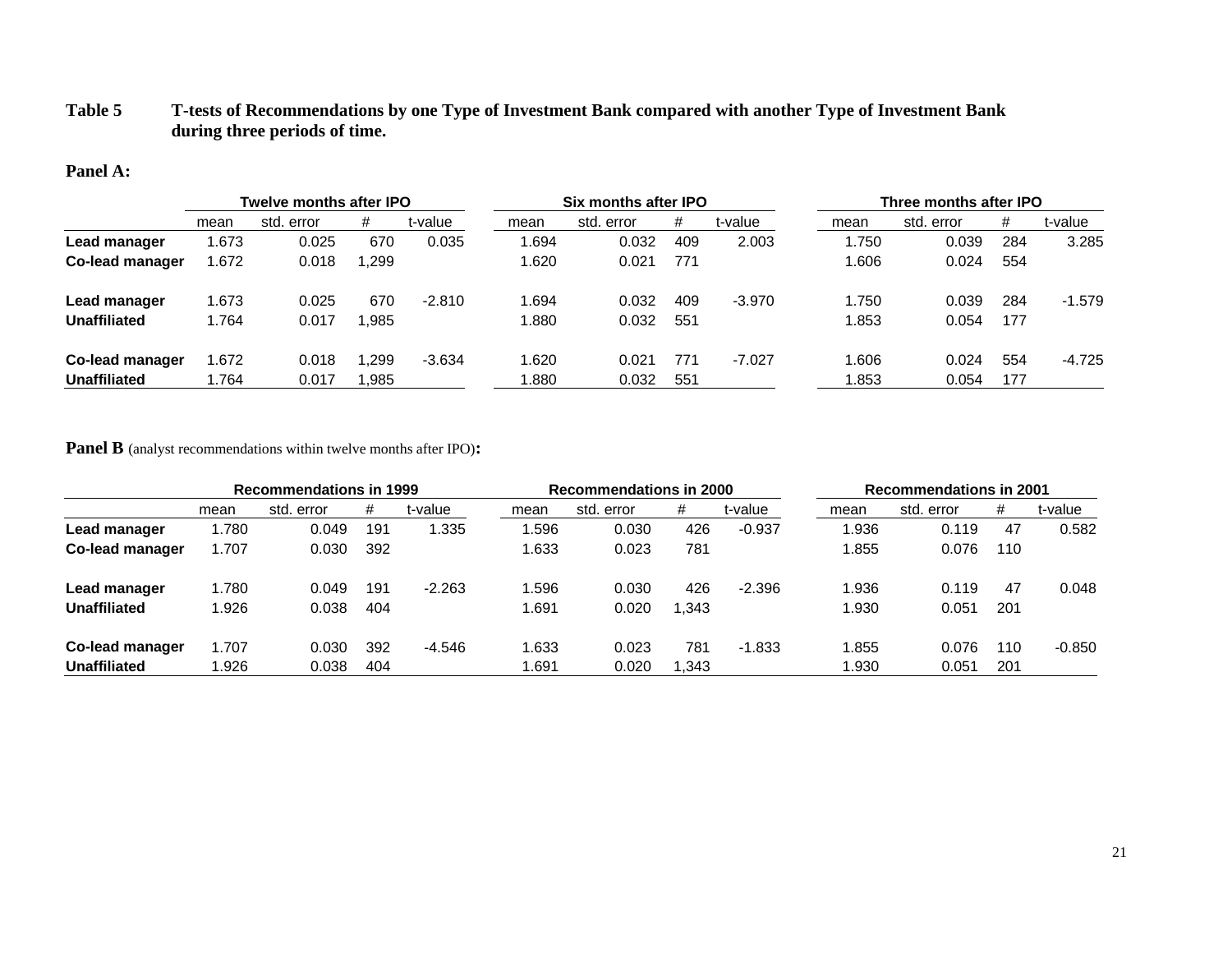**Table 5 T-tests of Recommendations by one Type of Investment Bank compared with another Type of Investment Bank during three periods of time.**

**Panel A:**

| | Twelve months after IPO | | | | Six months after IPO | | | | Three months after IPO | | | |
|---|---|---|---|---|---|---|---|---|---|---|---|---|
| | mean | std. error | # | t-value | mean | std. error | # | t-value | mean | std. error | # | t-value |
| **Lead manager** | 1.673 | 0.025 | 670 | 0.035 | 1.694 | 0.032 | 409 | 2.003 | 1.750 | 0.039 | 284 | 3.285 |
| **Co-lead manager** | 1.672 | 0.018 | 1,299 | | 1.620 | 0.021 | 771 | | 1.606 | 0.024 | 554 | |
| **Lead manager** | 1.673 | 0.025 | 670 | -2.810 | 1.694 | 0.032 | 409 | -3.970 | 1.750 | 0.039 | 284 | -1.579 |
| **Unaffiliated** | 1.764 | 0.017 | 1,985 | | 1.880 | 0.032 | 551 | | 1.853 | 0.054 | 177 | |
| **Co-lead manager** | 1.672 | 0.018 | 1,299 | -3.634 | 1.620 | 0.021 | 771 | -7.027 | 1.606 | 0.024 | 554 | -4.725 |
| **Unaffiliated** | 1.764 | 0.017 | 1,985 | | 1.880 | 0.032 | 551 | | 1.853 | 0.054 | 177 | |

**Panel B** (analyst recommendations within twelve months after IPO)**:**

| | Recommendations in 1999 | | | | Recommendations in 2000 | | | | Recommendations in 2001 | | | |
|---|---|---|---|---|---|---|---|---|---|---|---|---|
| | mean | std. error | # | t-value | mean | std. error | # | t-value | mean | std. error | # | t-value |
| **Lead manager** | 1.780 | 0.049 | 191 | 1.335 | 1.596 | 0.030 | 426 | -0.937 | 1.936 | 0.119 | 47 | 0.582 |
| **Co-lead manager** | 1.707 | 0.030 | 392 | | 1.633 | 0.023 | 781 | | 1.855 | 0.076 | 110 | |
| **Lead manager** | 1.780 | 0.049 | 191 | -2.263 | 1.596 | 0.030 | 426 | -2.396 | 1.936 | 0.119 | 47 | 0.048 |
| **Unaffiliated** | 1.926 | 0.038 | 404 | | 1.691 | 0.020 | 1,343 | | 1.930 | 0.051 | 201 | |
| **Co-lead manager** | 1.707 | 0.030 | 392 | -4.546 | 1.633 | 0.023 | 781 | -1.833 | 1.855 | 0.076 | 110 | -0.850 |
| **Unaffiliated** | 1.926 | 0.038 | 404 | | 1.691 | 0.020 | 1,343 | | 1.930 | 0.051 | 201 | |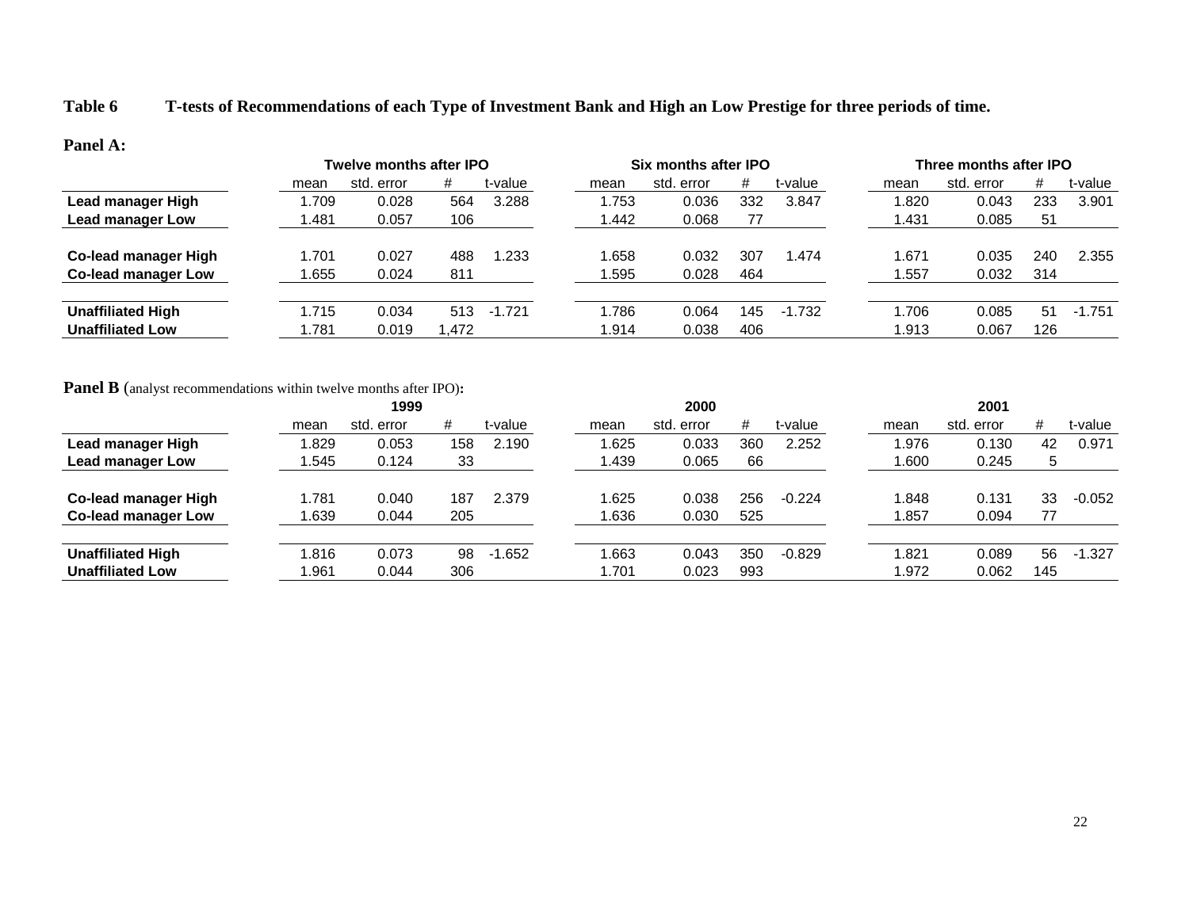**Table 6 T-tests of Recommendations of each Type of Investment Bank and High an Low Prestige for three periods of time.**

**Panel A:**

| | Twelve months after IPO | | | | Six months after IPO | | | | Three months after IPO | | | |
|---|---|---|---|---|---|---|---|---|---|---|---|---|
| | mean | std. error | # | t-value | mean | std. error | # | t-value | mean | std. error | # | t-value |
| **Lead manager High** | 1.709 | 0.028 | 564 | 3.288 | 1.753 | 0.036 | 332 | 3.847 | 1.820 | 0.043 | 233 | 3.901 |
| **Lead manager Low** | 1.481 | 0.057 | 106 | | 1.442 | 0.068 | 77 | | 1.431 | 0.085 | 51 | |
| **Co-lead manager High** | 1.701 | 0.027 | 488 | 1.233 | 1.658 | 0.032 | 307 | 1.474 | 1.671 | 0.035 | 240 | 2.355 |
| **Co-lead manager Low** | 1.655 | 0.024 | 811 | | 1.595 | 0.028 | 464 | | 1.557 | 0.032 | 314 | |
| **Unaffiliated High** | 1.715 | 0.034 | 513 | -1.721 | 1.786 | 0.064 | 145 | -1.732 | 1.706 | 0.085 | 51 | -1.751 |
| **Unaffiliated Low** | 1.781 | 0.019 | 1,472 | | 1.914 | 0.038 | 406 | | 1.913 | 0.067 | 126 | |

**Panel B** (analyst recommendations within twelve months after IPO)**:**

| | 1999 | | | | 2000 | | | | 2001 | | | |
|---|---|---|---|---|---|---|---|---|---|---|---|---|
| | mean | std. error | # | t-value | mean | std. error | # | t-value | mean | std. error | # | t-value |
| **Lead manager High** | 1.829 | 0.053 | 158 | 2.190 | 1.625 | 0.033 | 360 | 2.252 | 1.976 | 0.130 | 42 | 0.971 |
| **Lead manager Low** | 1.545 | 0.124 | 33 | | 1.439 | 0.065 | 66 | | 1.600 | 0.245 | 5 | |
| **Co-lead manager High** | 1.781 | 0.040 | 187 | 2.379 | 1.625 | 0.038 | 256 | -0.224 | 1.848 | 0.131 | 33 | -0.052 |
| **Co-lead manager Low** | 1.639 | 0.044 | 205 | | 1.636 | 0.030 | 525 | | 1.857 | 0.094 | 77 | |
| **Unaffiliated High** | 1.816 | 0.073 | 98 | -1.652 | 1.663 | 0.043 | 350 | -0.829 | 1.821 | 0.089 | 56 | -1.327 |
| **Unaffiliated Low** | 1.961 | 0.044 | 306 | | 1.701 | 0.023 | 993 | | 1.972 | 0.062 | 145 | |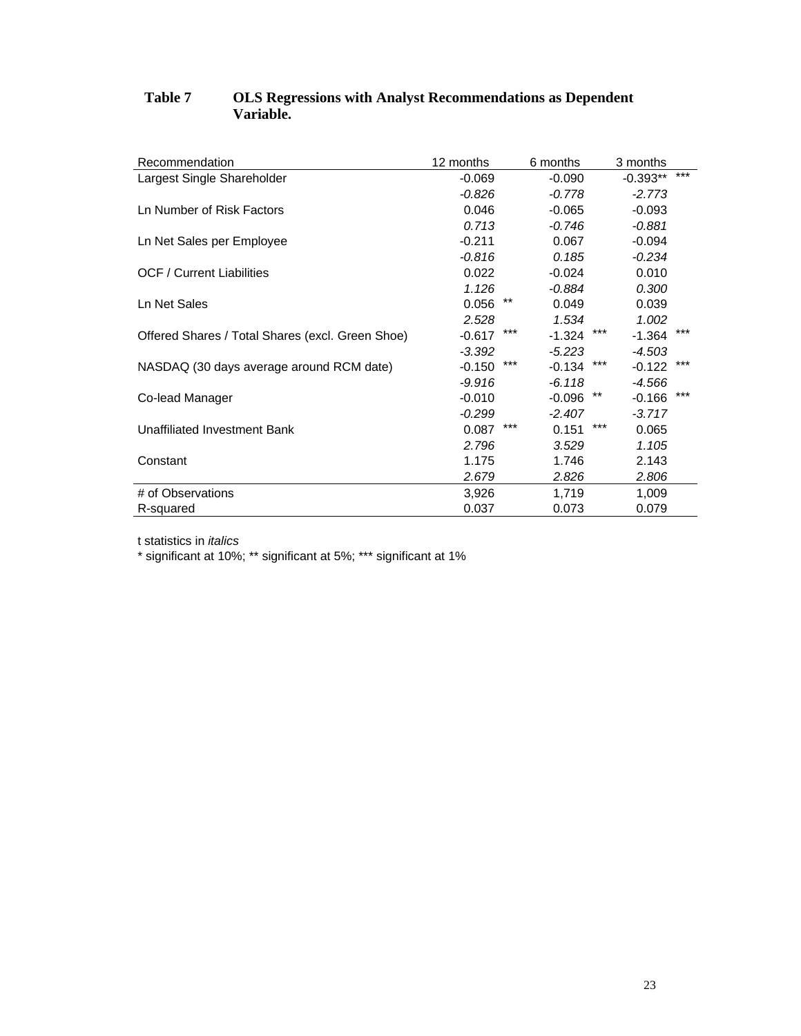**Table 7 OLS Regressions with Analyst Recommendations as Dependent Variable.**

| Recommendation | 12 months | | 6 months | | 3 months | |
|---|---|---|---|---|---|---|
| Largest Single Shareholder | -0.069 | | -0.090 | | -0.393** | *** |
| | *-0.826* | | *-0.778* | | *-2.773* | |
| Ln Number of Risk Factors | 0.046 | | -0.065 | | -0.093 | |
| | *0.713* | | *-0.746* | | *-0.881* | |
| Ln Net Sales per Employee | -0.211 | | 0.067 | | -0.094 | |
| | *-0.816* | | *0.185* | | *-0.234* | |
| OCF / Current Liabilities | 0.022 | | -0.024 | | 0.010 | |
| | *1.126* | | *-0.884* | | *0.300* | |
| Ln Net Sales | 0.056 | ** | 0.049 | | 0.039 | |
| | *2.528* | | *1.534* | | *1.002* | |
| Offered Shares / Total Shares (excl. Green Shoe) | -0.617 | *** | -1.324 | *** | -1.364 | *** |
| | *-3.392* | | *-5.223* | | *-4.503* | |
| NASDAQ (30 days average around RCM date) | -0.150 | *** | -0.134 | *** | -0.122 | *** |
| | *-9.916* | | *-6.118* | | *-4.566* | |
| Co-lead Manager | -0.010 | | -0.096 | ** | -0.166 | *** |
| | *-0.299* | | *-2.407* | | *-3.717* | |
| Unaffiliated Investment Bank | 0.087 | *** | 0.151 | *** | 0.065 | |
| | *2.796* | | *3.529* | | *1.105* | |
| Constant | 1.175 | | 1.746 | | 2.143 | |
| | *2.679* | | *2.826* | | *2.806* | |
| # of Observations | 3,926 | | 1,719 | | 1,009 | |
| R-squared | 0.037 | | 0.073 | | 0.079 | |

t statistics in *italics*

* significant at 10%; ** significant at 5%; *** significant at 1%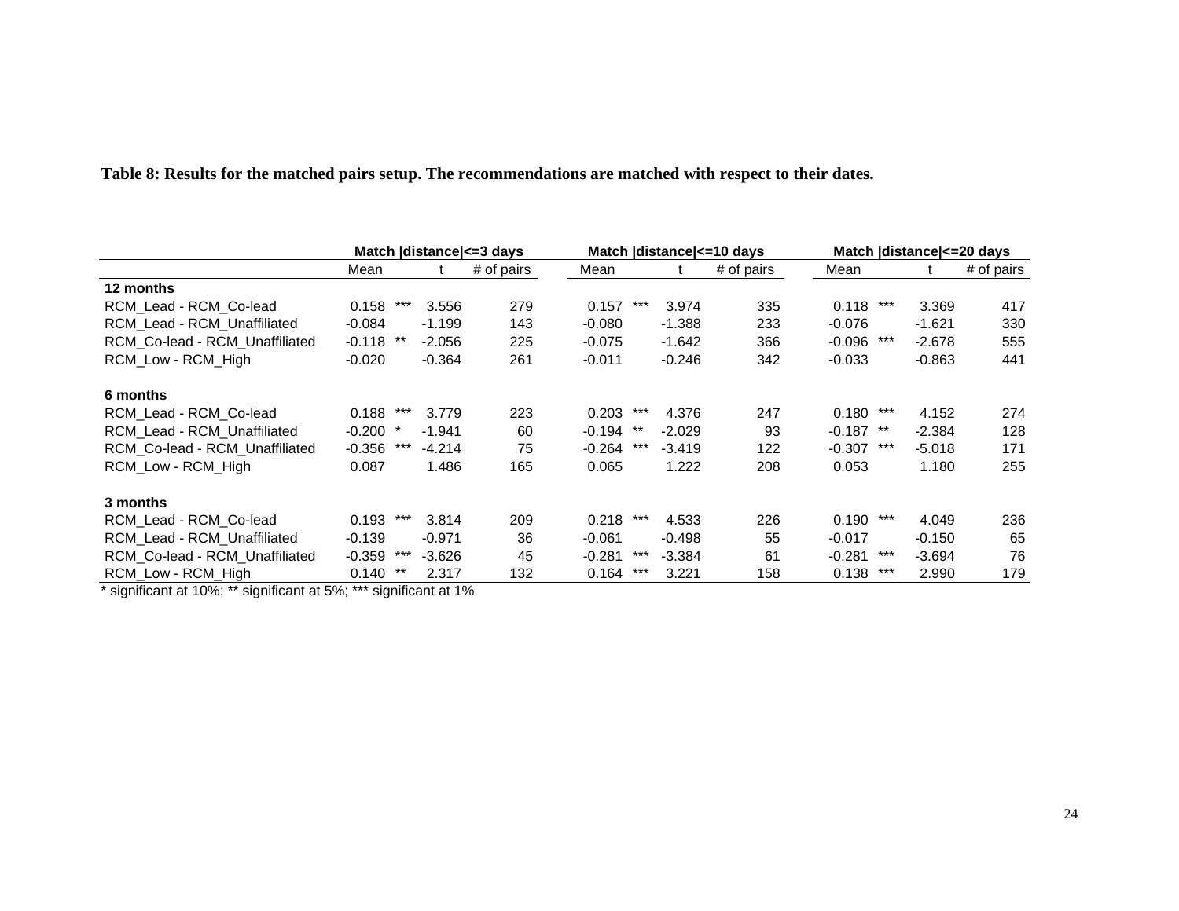**Table 8: Results for the matched pairs setup. The recommendations are matched with respect to their dates.**

| | Match \|distance\|<=3 days | | | | Match \|distance\|<=10 days | | | | Match \|distance\|<=20 days | | | |
|---|---|---|---|---|---|---|---|---|---|---|---|---|
| | Mean | | t | # of pairs | Mean | | t | # of pairs | Mean | | t | # of pairs |
| **12 months** | | | | | | | | | | | | |
| RCM_Lead - RCM_Co-lead | 0.158 | *** | 3.556 | 279 | 0.157 | *** | 3.974 | 335 | 0.118 | *** | 3.369 | 417 |
| RCM_Lead - RCM_Unaffiliated | -0.084 | | -1.199 | 143 | -0.080 | | -1.388 | 233 | -0.076 | | -1.621 | 330 |
| RCM_Co-lead - RCM_Unaffiliated | -0.118 | ** | -2.056 | 225 | -0.075 | | -1.642 | 366 | -0.096 | *** | -2.678 | 555 |
| RCM_Low - RCM_High | -0.020 | | -0.364 | 261 | -0.011 | | -0.246 | 342 | -0.033 | | -0.863 | 441 |
| **6 months** | | | | | | | | | | | | |
| RCM_Lead - RCM_Co-lead | 0.188 | *** | 3.779 | 223 | 0.203 | *** | 4.376 | 247 | 0.180 | *** | 4.152 | 274 |
| RCM_Lead - RCM_Unaffiliated | -0.200 | * | -1.941 | 60 | -0.194 | ** | -2.029 | 93 | -0.187 | ** | -2.384 | 128 |
| RCM_Co-lead - RCM_Unaffiliated | -0.356 | *** | -4.214 | 75 | -0.264 | *** | -3.419 | 122 | -0.307 | *** | -5.018 | 171 |
| RCM_Low - RCM_High | 0.087 | | 1.486 | 165 | 0.065 | | 1.222 | 208 | 0.053 | | 1.180 | 255 |
| **3 months** | | | | | | | | | | | | |
| RCM_Lead - RCM_Co-lead | 0.193 | *** | 3.814 | 209 | 0.218 | *** | 4.533 | 226 | 0.190 | *** | 4.049 | 236 |
| RCM_Lead - RCM_Unaffiliated | -0.139 | | -0.971 | 36 | -0.061 | | -0.498 | 55 | -0.017 | | -0.150 | 65 |
| RCM_Co-lead - RCM_Unaffiliated | -0.359 | *** | -3.626 | 45 | -0.281 | *** | -3.384 | 61 | -0.281 | *** | -3.694 | 76 |
| RCM_Low - RCM_High | 0.140 | ** | 2.317 | 132 | 0.164 | *** | 3.221 | 158 | 0.138 | *** | 2.990 | 179 |

* significant at 10%; ** significant at 5%; *** significant at 1%